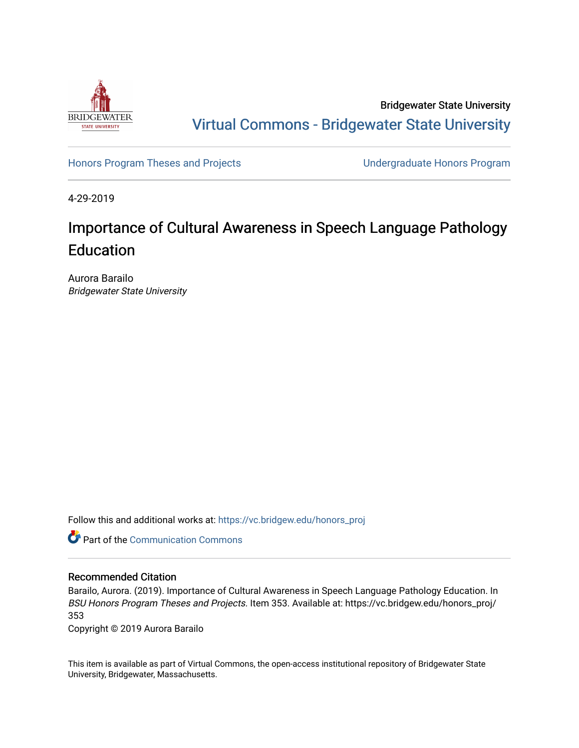Bridgewater State University

Virtual Commons - Bridgewater State University

Honors Program Theses and Projects

Undergraduate Honors Program

4-29-2019

# Importance of Cultural Awareness in Speech Language Pathology Education

Aurora Barailo
*Bridgewater State University*

Follow this and additional works at: https://vc.bridgew.edu/honors_proj

Part of the Communication Commons

## Recommended Citation

Barailo, Aurora. (2019). Importance of Cultural Awareness in Speech Language Pathology Education. In *BSU Honors Program Theses and Projects.* Item 353. Available at: https://vc.bridgew.edu/honors_proj/353

Copyright © 2019 Aurora Barailo

This item is available as part of Virtual Commons, the open-access institutional repository of Bridgewater State University, Bridgewater, Massachusetts.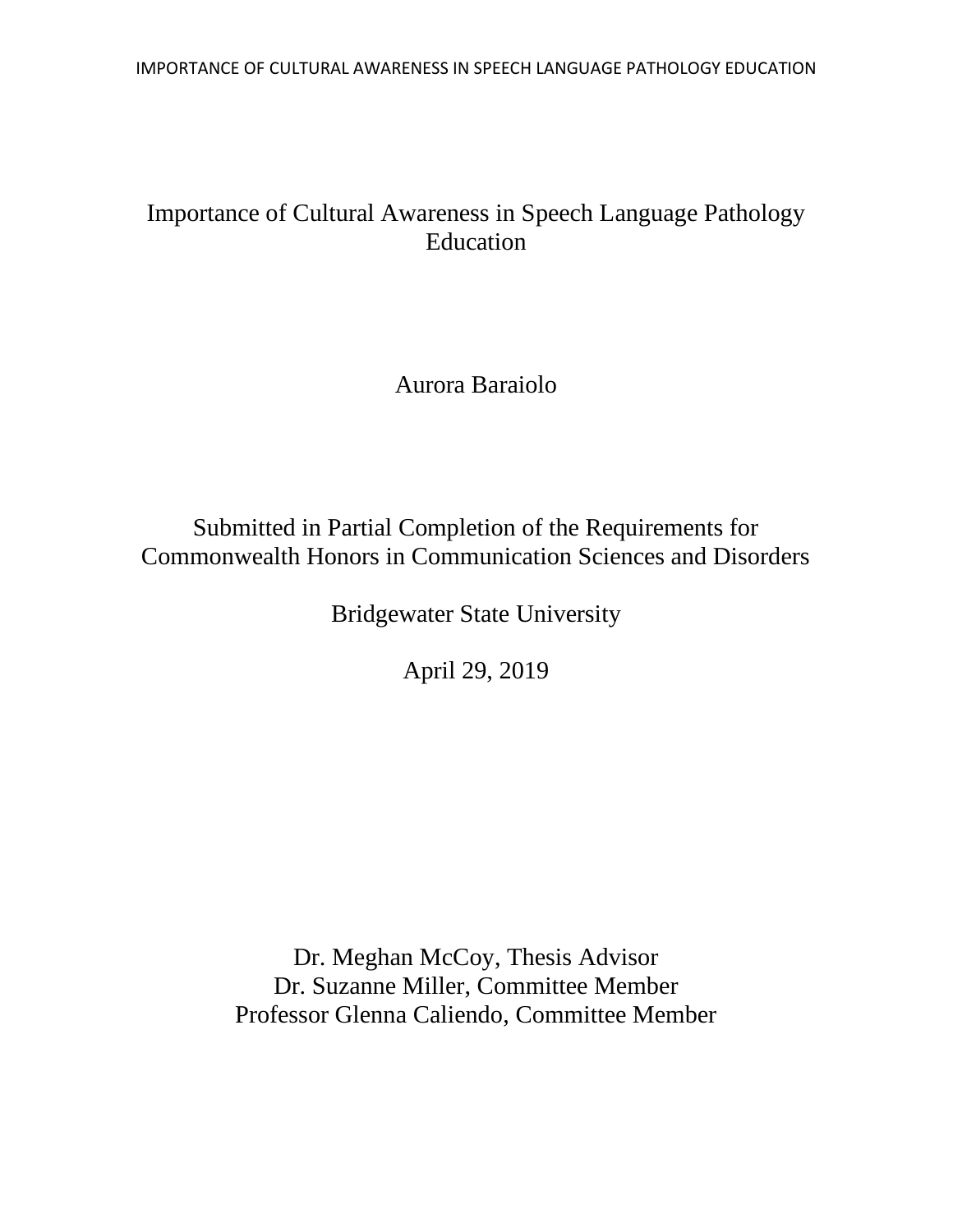# Importance of Cultural Awareness in Speech Language Pathology Education

Aurora Baraiolo

Submitted in Partial Completion of the Requirements for Commonwealth Honors in Communication Sciences and Disorders

Bridgewater State University

April 29, 2019

Dr. Meghan McCoy, Thesis Advisor
Dr. Suzanne Miller, Committee Member
Professor Glenna Caliendo, Committee Member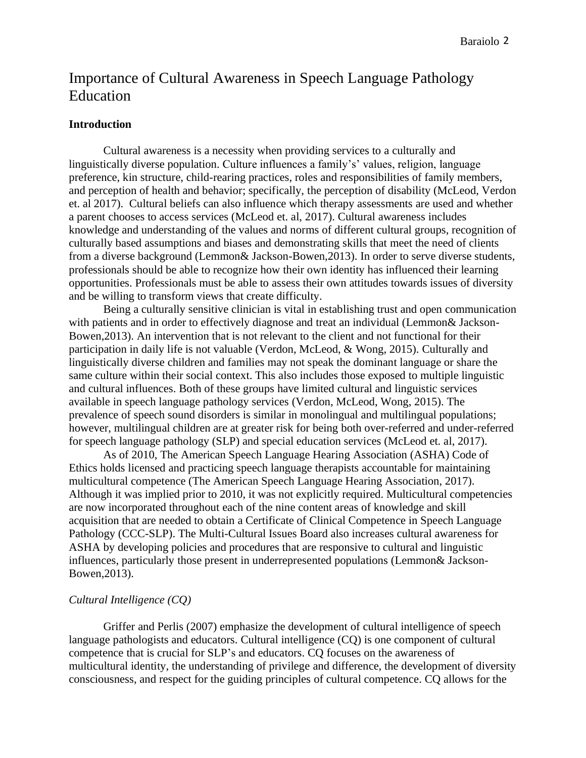# Importance of Cultural Awareness in Speech Language Pathology Education

## Introduction

Cultural awareness is a necessity when providing services to a culturally and linguistically diverse population. Culture influences a family's' values, religion, language preference, kin structure, child-rearing practices, roles and responsibilities of family members, and perception of health and behavior; specifically, the perception of disability (McLeod, Verdon et. al 2017). Cultural beliefs can also influence which therapy assessments are used and whether a parent chooses to access services (McLeod et. al, 2017). Cultural awareness includes knowledge and understanding of the values and norms of different cultural groups, recognition of culturally based assumptions and biases and demonstrating skills that meet the need of clients from a diverse background (Lemmon& Jackson-Bowen,2013). In order to serve diverse students, professionals should be able to recognize how their own identity has influenced their learning opportunities. Professionals must be able to assess their own attitudes towards issues of diversity and be willing to transform views that create difficulty.

Being a culturally sensitive clinician is vital in establishing trust and open communication with patients and in order to effectively diagnose and treat an individual (Lemmon& Jackson-Bowen,2013). An intervention that is not relevant to the client and not functional for their participation in daily life is not valuable (Verdon, McLeod, & Wong, 2015). Culturally and linguistically diverse children and families may not speak the dominant language or share the same culture within their social context. This also includes those exposed to multiple linguistic and cultural influences. Both of these groups have limited cultural and linguistic services available in speech language pathology services (Verdon, McLeod, Wong, 2015). The prevalence of speech sound disorders is similar in monolingual and multilingual populations; however, multilingual children are at greater risk for being both over-referred and under-referred for speech language pathology (SLP) and special education services (McLeod et. al, 2017).

As of 2010, The American Speech Language Hearing Association (ASHA) Code of Ethics holds licensed and practicing speech language therapists accountable for maintaining multicultural competence (The American Speech Language Hearing Association, 2017). Although it was implied prior to 2010, it was not explicitly required. Multicultural competencies are now incorporated throughout each of the nine content areas of knowledge and skill acquisition that are needed to obtain a Certificate of Clinical Competence in Speech Language Pathology (CCC-SLP). The Multi-Cultural Issues Board also increases cultural awareness for ASHA by developing policies and procedures that are responsive to cultural and linguistic influences, particularly those present in underrepresented populations (Lemmon& Jackson-Bowen,2013).

### *Cultural Intelligence (CQ)*

Griffer and Perlis (2007) emphasize the development of cultural intelligence of speech language pathologists and educators. Cultural intelligence (CQ) is one component of cultural competence that is crucial for SLP's and educators. CQ focuses on the awareness of multicultural identity, the understanding of privilege and difference, the development of diversity consciousness, and respect for the guiding principles of cultural competence. CQ allows for the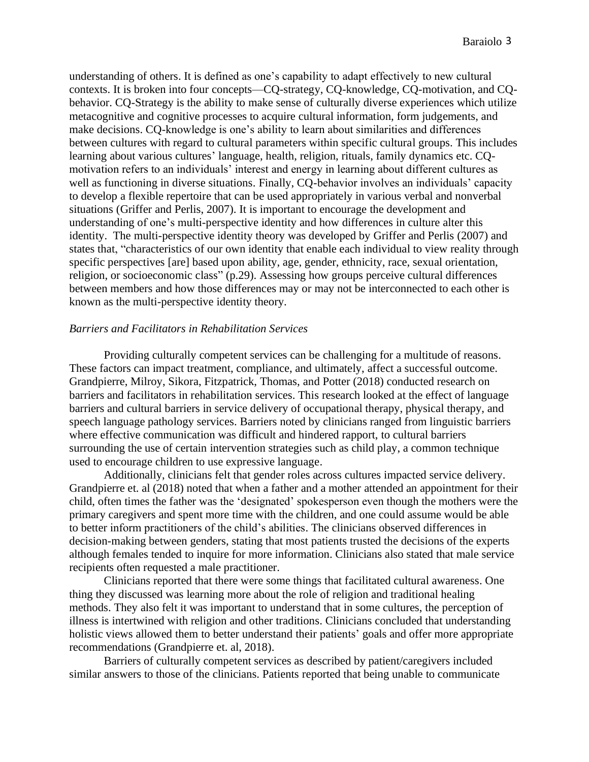understanding of others. It is defined as one's capability to adapt effectively to new cultural contexts. It is broken into four concepts—CQ-strategy, CQ-knowledge, CQ-motivation, and CQ-behavior. CQ-Strategy is the ability to make sense of culturally diverse experiences which utilize metacognitive and cognitive processes to acquire cultural information, form judgements, and make decisions. CQ-knowledge is one's ability to learn about similarities and differences between cultures with regard to cultural parameters within specific cultural groups. This includes learning about various cultures' language, health, religion, rituals, family dynamics etc. CQ-motivation refers to an individuals' interest and energy in learning about different cultures as well as functioning in diverse situations. Finally, CQ-behavior involves an individuals' capacity to develop a flexible repertoire that can be used appropriately in various verbal and nonverbal situations (Griffer and Perlis, 2007). It is important to encourage the development and understanding of one's multi-perspective identity and how differences in culture alter this identity. The multi-perspective identity theory was developed by Griffer and Perlis (2007) and states that, "characteristics of our own identity that enable each individual to view reality through specific perspectives [are] based upon ability, age, gender, ethnicity, race, sexual orientation, religion, or socioeconomic class" (p.29). Assessing how groups perceive cultural differences between members and how those differences may or may not be interconnected to each other is known as the multi-perspective identity theory.

*Barriers and Facilitators in Rehabilitation Services*

Providing culturally competent services can be challenging for a multitude of reasons. These factors can impact treatment, compliance, and ultimately, affect a successful outcome. Grandpierre, Milroy, Sikora, Fitzpatrick, Thomas, and Potter (2018) conducted research on barriers and facilitators in rehabilitation services. This research looked at the effect of language barriers and cultural barriers in service delivery of occupational therapy, physical therapy, and speech language pathology services. Barriers noted by clinicians ranged from linguistic barriers where effective communication was difficult and hindered rapport, to cultural barriers surrounding the use of certain intervention strategies such as child play, a common technique used to encourage children to use expressive language.

Additionally, clinicians felt that gender roles across cultures impacted service delivery. Grandpierre et. al (2018) noted that when a father and a mother attended an appointment for their child, often times the father was the 'designated' spokesperson even though the mothers were the primary caregivers and spent more time with the children, and one could assume would be able to better inform practitioners of the child's abilities. The clinicians observed differences in decision-making between genders, stating that most patients trusted the decisions of the experts although females tended to inquire for more information. Clinicians also stated that male service recipients often requested a male practitioner.

Clinicians reported that there were some things that facilitated cultural awareness. One thing they discussed was learning more about the role of religion and traditional healing methods. They also felt it was important to understand that in some cultures, the perception of illness is intertwined with religion and other traditions. Clinicians concluded that understanding holistic views allowed them to better understand their patients' goals and offer more appropriate recommendations (Grandpierre et. al, 2018).

Barriers of culturally competent services as described by patient/caregivers included similar answers to those of the clinicians. Patients reported that being unable to communicate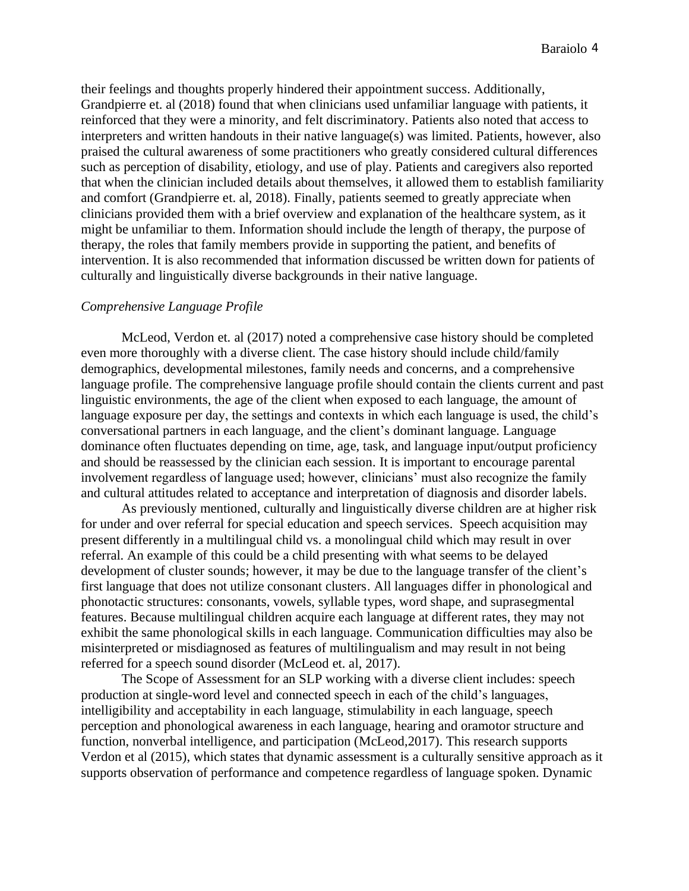their feelings and thoughts properly hindered their appointment success. Additionally, Grandpierre et. al (2018) found that when clinicians used unfamiliar language with patients, it reinforced that they were a minority, and felt discriminatory. Patients also noted that access to interpreters and written handouts in their native language(s) was limited. Patients, however, also praised the cultural awareness of some practitioners who greatly considered cultural differences such as perception of disability, etiology, and use of play. Patients and caregivers also reported that when the clinician included details about themselves, it allowed them to establish familiarity and comfort (Grandpierre et. al, 2018). Finally, patients seemed to greatly appreciate when clinicians provided them with a brief overview and explanation of the healthcare system, as it might be unfamiliar to them. Information should include the length of therapy, the purpose of therapy, the roles that family members provide in supporting the patient, and benefits of intervention. It is also recommended that information discussed be written down for patients of culturally and linguistically diverse backgrounds in their native language.

*Comprehensive Language Profile*

McLeod, Verdon et. al (2017) noted a comprehensive case history should be completed even more thoroughly with a diverse client. The case history should include child/family demographics, developmental milestones, family needs and concerns, and a comprehensive language profile. The comprehensive language profile should contain the clients current and past linguistic environments, the age of the client when exposed to each language, the amount of language exposure per day, the settings and contexts in which each language is used, the child's conversational partners in each language, and the client's dominant language. Language dominance often fluctuates depending on time, age, task, and language input/output proficiency and should be reassessed by the clinician each session. It is important to encourage parental involvement regardless of language used; however, clinicians' must also recognize the family and cultural attitudes related to acceptance and interpretation of diagnosis and disorder labels.

As previously mentioned, culturally and linguistically diverse children are at higher risk for under and over referral for special education and speech services. Speech acquisition may present differently in a multilingual child vs. a monolingual child which may result in over referral. An example of this could be a child presenting with what seems to be delayed development of cluster sounds; however, it may be due to the language transfer of the client's first language that does not utilize consonant clusters. All languages differ in phonological and phonotactic structures: consonants, vowels, syllable types, word shape, and suprasegmental features. Because multilingual children acquire each language at different rates, they may not exhibit the same phonological skills in each language. Communication difficulties may also be misinterpreted or misdiagnosed as features of multilingualism and may result in not being referred for a speech sound disorder (McLeod et. al, 2017).

The Scope of Assessment for an SLP working with a diverse client includes: speech production at single-word level and connected speech in each of the child's languages, intelligibility and acceptability in each language, stimulability in each language, speech perception and phonological awareness in each language, hearing and oramotor structure and function, nonverbal intelligence, and participation (McLeod,2017). This research supports Verdon et al (2015), which states that dynamic assessment is a culturally sensitive approach as it supports observation of performance and competence regardless of language spoken. Dynamic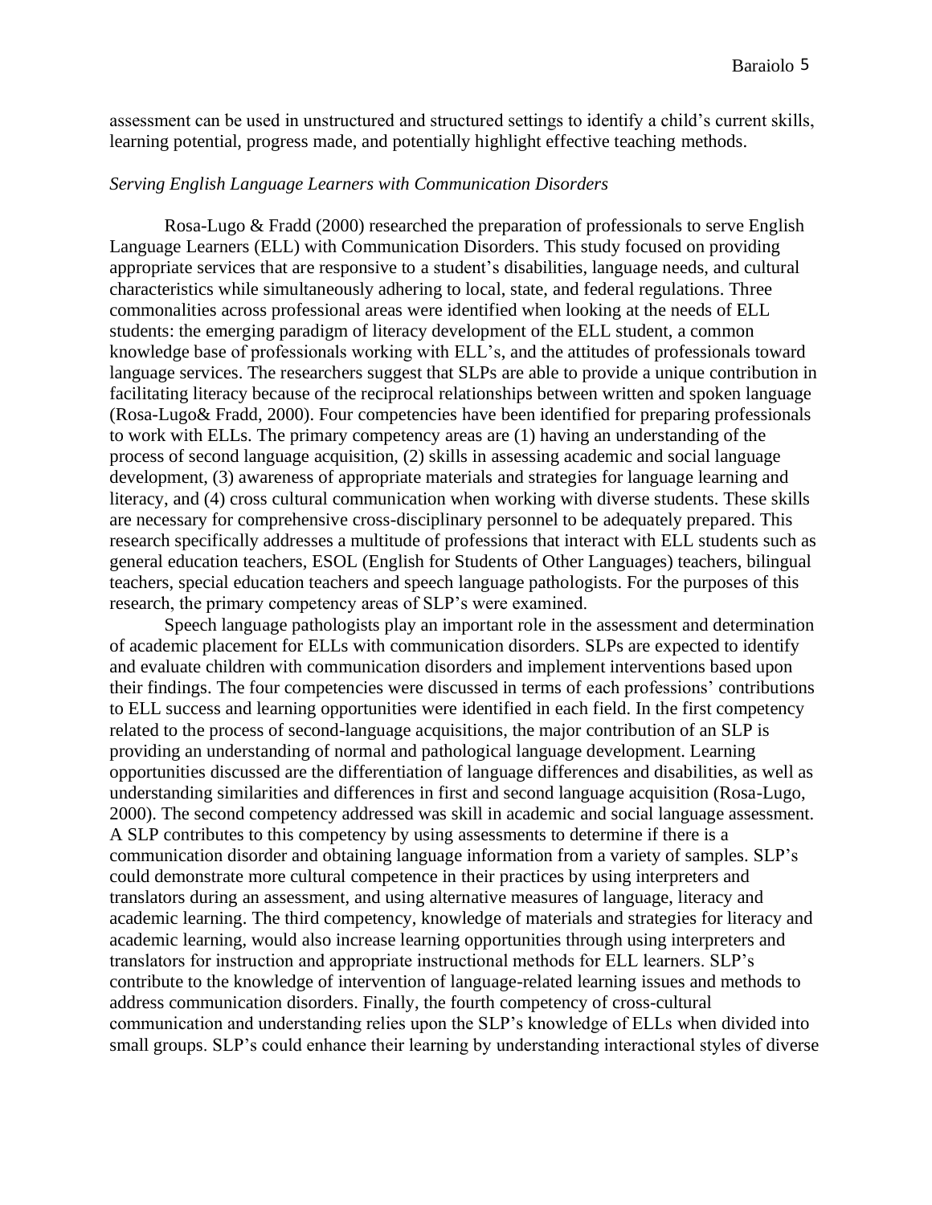assessment can be used in unstructured and structured settings to identify a child's current skills, learning potential, progress made, and potentially highlight effective teaching methods.

*Serving English Language Learners with Communication Disorders*

Rosa-Lugo & Fradd (2000) researched the preparation of professionals to serve English Language Learners (ELL) with Communication Disorders. This study focused on providing appropriate services that are responsive to a student's disabilities, language needs, and cultural characteristics while simultaneously adhering to local, state, and federal regulations. Three commonalities across professional areas were identified when looking at the needs of ELL students: the emerging paradigm of literacy development of the ELL student, a common knowledge base of professionals working with ELL's, and the attitudes of professionals toward language services. The researchers suggest that SLPs are able to provide a unique contribution in facilitating literacy because of the reciprocal relationships between written and spoken language (Rosa-Lugo& Fradd, 2000). Four competencies have been identified for preparing professionals to work with ELLs. The primary competency areas are (1) having an understanding of the process of second language acquisition, (2) skills in assessing academic and social language development, (3) awareness of appropriate materials and strategies for language learning and literacy, and (4) cross cultural communication when working with diverse students. These skills are necessary for comprehensive cross-disciplinary personnel to be adequately prepared. This research specifically addresses a multitude of professions that interact with ELL students such as general education teachers, ESOL (English for Students of Other Languages) teachers, bilingual teachers, special education teachers and speech language pathologists. For the purposes of this research, the primary competency areas of SLP's were examined.

Speech language pathologists play an important role in the assessment and determination of academic placement for ELLs with communication disorders. SLPs are expected to identify and evaluate children with communication disorders and implement interventions based upon their findings. The four competencies were discussed in terms of each professions' contributions to ELL success and learning opportunities were identified in each field. In the first competency related to the process of second-language acquisitions, the major contribution of an SLP is providing an understanding of normal and pathological language development. Learning opportunities discussed are the differentiation of language differences and disabilities, as well as understanding similarities and differences in first and second language acquisition (Rosa-Lugo, 2000). The second competency addressed was skill in academic and social language assessment. A SLP contributes to this competency by using assessments to determine if there is a communication disorder and obtaining language information from a variety of samples. SLP's could demonstrate more cultural competence in their practices by using interpreters and translators during an assessment, and using alternative measures of language, literacy and academic learning. The third competency, knowledge of materials and strategies for literacy and academic learning, would also increase learning opportunities through using interpreters and translators for instruction and appropriate instructional methods for ELL learners. SLP's contribute to the knowledge of intervention of language-related learning issues and methods to address communication disorders. Finally, the fourth competency of cross-cultural communication and understanding relies upon the SLP's knowledge of ELLs when divided into small groups. SLP's could enhance their learning by understanding interactional styles of diverse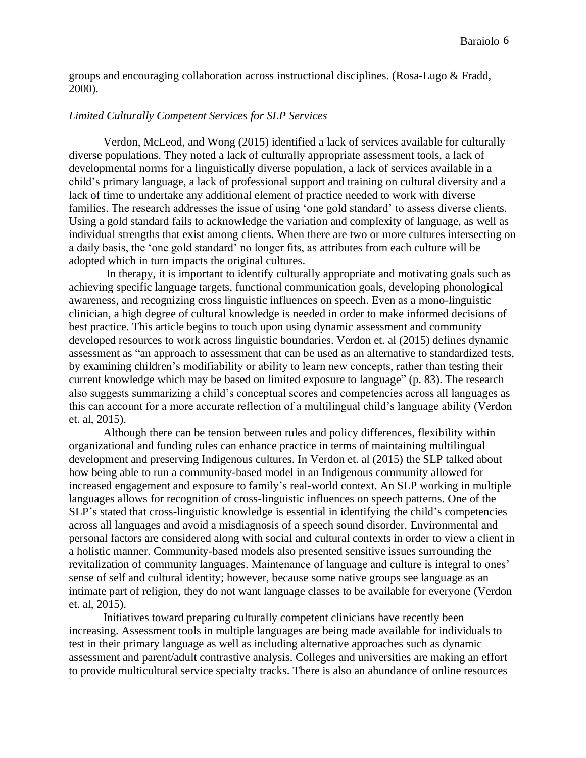groups and encouraging collaboration across instructional disciplines. (Rosa-Lugo & Fradd, 2000).

*Limited Culturally Competent Services for SLP Services*

Verdon, McLeod, and Wong (2015) identified a lack of services available for culturally diverse populations. They noted a lack of culturally appropriate assessment tools, a lack of developmental norms for a linguistically diverse population, a lack of services available in a child's primary language, a lack of professional support and training on cultural diversity and a lack of time to undertake any additional element of practice needed to work with diverse families. The research addresses the issue of using 'one gold standard' to assess diverse clients. Using a gold standard fails to acknowledge the variation and complexity of language, as well as individual strengths that exist among clients. When there are two or more cultures intersecting on a daily basis, the 'one gold standard' no longer fits, as attributes from each culture will be adopted which in turn impacts the original cultures.

In therapy, it is important to identify culturally appropriate and motivating goals such as achieving specific language targets, functional communication goals, developing phonological awareness, and recognizing cross linguistic influences on speech. Even as a mono-linguistic clinician, a high degree of cultural knowledge is needed in order to make informed decisions of best practice. This article begins to touch upon using dynamic assessment and community developed resources to work across linguistic boundaries. Verdon et. al (2015) defines dynamic assessment as "an approach to assessment that can be used as an alternative to standardized tests, by examining children's modifiability or ability to learn new concepts, rather than testing their current knowledge which may be based on limited exposure to language" (p. 83). The research also suggests summarizing a child's conceptual scores and competencies across all languages as this can account for a more accurate reflection of a multilingual child's language ability (Verdon et. al, 2015).

Although there can be tension between rules and policy differences, flexibility within organizational and funding rules can enhance practice in terms of maintaining multilingual development and preserving Indigenous cultures. In Verdon et. al (2015) the SLP talked about how being able to run a community-based model in an Indigenous community allowed for increased engagement and exposure to family's real-world context. An SLP working in multiple languages allows for recognition of cross-linguistic influences on speech patterns. One of the SLP's stated that cross-linguistic knowledge is essential in identifying the child's competencies across all languages and avoid a misdiagnosis of a speech sound disorder. Environmental and personal factors are considered along with social and cultural contexts in order to view a client in a holistic manner. Community-based models also presented sensitive issues surrounding the revitalization of community languages. Maintenance of language and culture is integral to ones' sense of self and cultural identity; however, because some native groups see language as an intimate part of religion, they do not want language classes to be available for everyone (Verdon et. al, 2015).

Initiatives toward preparing culturally competent clinicians have recently been increasing. Assessment tools in multiple languages are being made available for individuals to test in their primary language as well as including alternative approaches such as dynamic assessment and parent/adult contrastive analysis. Colleges and universities are making an effort to provide multicultural service specialty tracks. There is also an abundance of online resources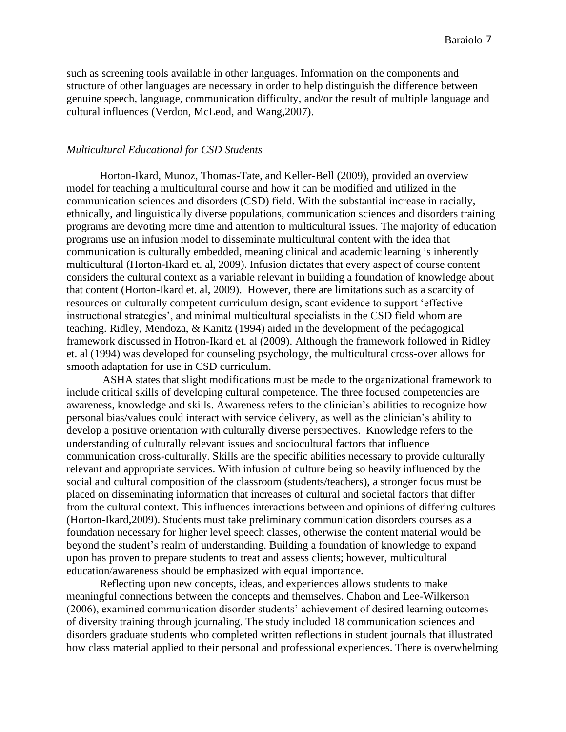such as screening tools available in other languages. Information on the components and structure of other languages are necessary in order to help distinguish the difference between genuine speech, language, communication difficulty, and/or the result of multiple language and cultural influences (Verdon, McLeod, and Wang,2007).

### *Multicultural Educational for CSD Students*

Horton-Ikard, Munoz, Thomas-Tate, and Keller-Bell (2009), provided an overview model for teaching a multicultural course and how it can be modified and utilized in the communication sciences and disorders (CSD) field. With the substantial increase in racially, ethnically, and linguistically diverse populations, communication sciences and disorders training programs are devoting more time and attention to multicultural issues. The majority of education programs use an infusion model to disseminate multicultural content with the idea that communication is culturally embedded, meaning clinical and academic learning is inherently multicultural (Horton-Ikard et. al, 2009). Infusion dictates that every aspect of course content considers the cultural context as a variable relevant in building a foundation of knowledge about that content (Horton-Ikard et. al, 2009). However, there are limitations such as a scarcity of resources on culturally competent curriculum design, scant evidence to support 'effective instructional strategies', and minimal multicultural specialists in the CSD field whom are teaching. Ridley, Mendoza, & Kanitz (1994) aided in the development of the pedagogical framework discussed in Hotron-Ikard et. al (2009). Although the framework followed in Ridley et. al (1994) was developed for counseling psychology, the multicultural cross-over allows for smooth adaptation for use in CSD curriculum.

ASHA states that slight modifications must be made to the organizational framework to include critical skills of developing cultural competence. The three focused competencies are awareness, knowledge and skills. Awareness refers to the clinician's abilities to recognize how personal bias/values could interact with service delivery, as well as the clinician's ability to develop a positive orientation with culturally diverse perspectives. Knowledge refers to the understanding of culturally relevant issues and sociocultural factors that influence communication cross-culturally. Skills are the specific abilities necessary to provide culturally relevant and appropriate services. With infusion of culture being so heavily influenced by the social and cultural composition of the classroom (students/teachers), a stronger focus must be placed on disseminating information that increases of cultural and societal factors that differ from the cultural context. This influences interactions between and opinions of differing cultures (Horton-Ikard,2009). Students must take preliminary communication disorders courses as a foundation necessary for higher level speech classes, otherwise the content material would be beyond the student's realm of understanding. Building a foundation of knowledge to expand upon has proven to prepare students to treat and assess clients; however, multicultural education/awareness should be emphasized with equal importance.

Reflecting upon new concepts, ideas, and experiences allows students to make meaningful connections between the concepts and themselves. Chabon and Lee-Wilkerson (2006), examined communication disorder students' achievement of desired learning outcomes of diversity training through journaling. The study included 18 communication sciences and disorders graduate students who completed written reflections in student journals that illustrated how class material applied to their personal and professional experiences. There is overwhelming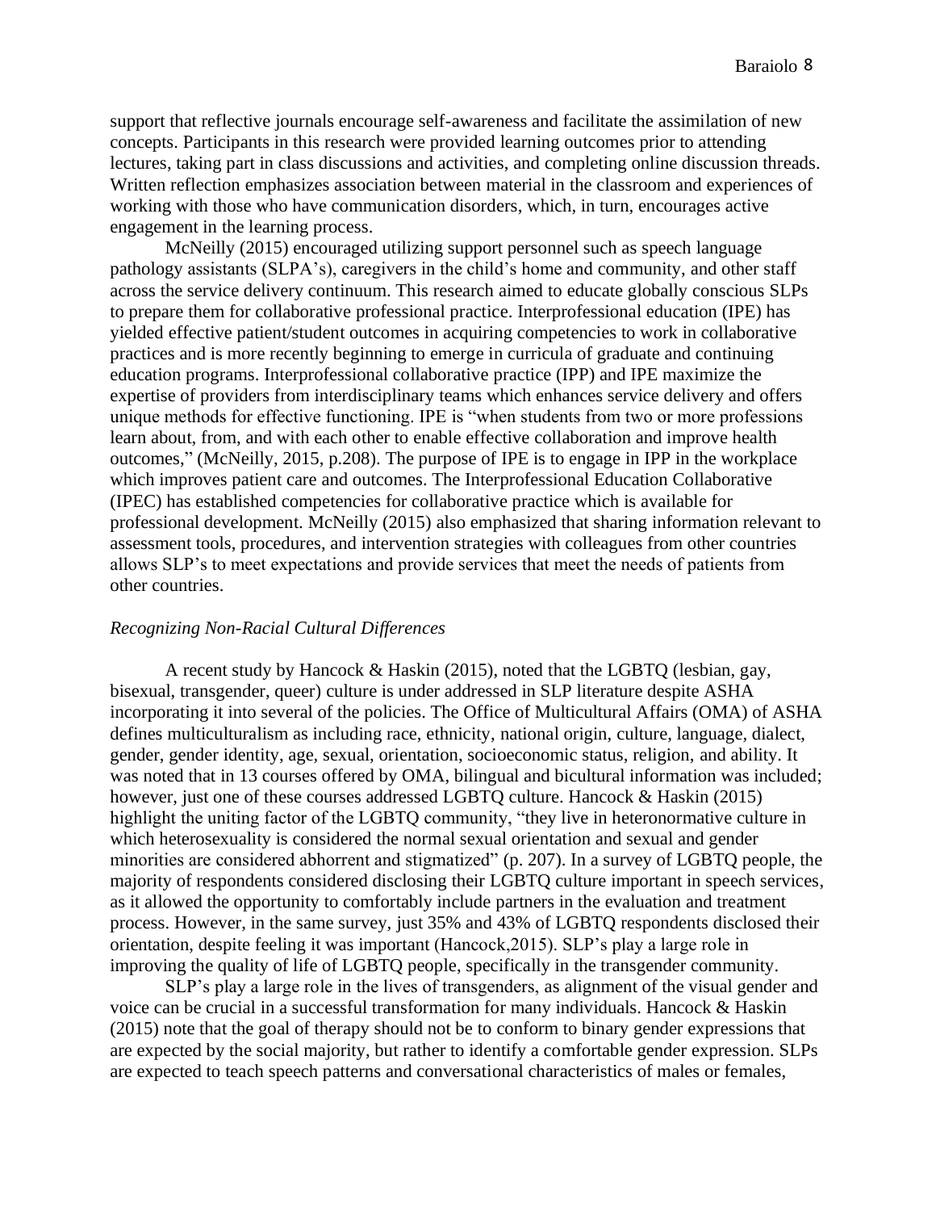support that reflective journals encourage self-awareness and facilitate the assimilation of new concepts. Participants in this research were provided learning outcomes prior to attending lectures, taking part in class discussions and activities, and completing online discussion threads. Written reflection emphasizes association between material in the classroom and experiences of working with those who have communication disorders, which, in turn, encourages active engagement in the learning process.

McNeilly (2015) encouraged utilizing support personnel such as speech language pathology assistants (SLPA's), caregivers in the child's home and community, and other staff across the service delivery continuum. This research aimed to educate globally conscious SLPs to prepare them for collaborative professional practice. Interprofessional education (IPE) has yielded effective patient/student outcomes in acquiring competencies to work in collaborative practices and is more recently beginning to emerge in curricula of graduate and continuing education programs. Interprofessional collaborative practice (IPP) and IPE maximize the expertise of providers from interdisciplinary teams which enhances service delivery and offers unique methods for effective functioning. IPE is "when students from two or more professions learn about, from, and with each other to enable effective collaboration and improve health outcomes," (McNeilly, 2015, p.208). The purpose of IPE is to engage in IPP in the workplace which improves patient care and outcomes. The Interprofessional Education Collaborative (IPEC) has established competencies for collaborative practice which is available for professional development. McNeilly (2015) also emphasized that sharing information relevant to assessment tools, procedures, and intervention strategies with colleagues from other countries allows SLP's to meet expectations and provide services that meet the needs of patients from other countries.

*Recognizing Non-Racial Cultural Differences*

A recent study by Hancock & Haskin (2015), noted that the LGBTQ (lesbian, gay, bisexual, transgender, queer) culture is under addressed in SLP literature despite ASHA incorporating it into several of the policies. The Office of Multicultural Affairs (OMA) of ASHA defines multiculturalism as including race, ethnicity, national origin, culture, language, dialect, gender, gender identity, age, sexual, orientation, socioeconomic status, religion, and ability. It was noted that in 13 courses offered by OMA, bilingual and bicultural information was included; however, just one of these courses addressed LGBTQ culture. Hancock & Haskin (2015) highlight the uniting factor of the LGBTQ community, "they live in heteronormative culture in which heterosexuality is considered the normal sexual orientation and sexual and gender minorities are considered abhorrent and stigmatized" (p. 207). In a survey of LGBTQ people, the majority of respondents considered disclosing their LGBTQ culture important in speech services, as it allowed the opportunity to comfortably include partners in the evaluation and treatment process. However, in the same survey, just 35% and 43% of LGBTQ respondents disclosed their orientation, despite feeling it was important (Hancock,2015). SLP's play a large role in improving the quality of life of LGBTQ people, specifically in the transgender community.

SLP's play a large role in the lives of transgenders, as alignment of the visual gender and voice can be crucial in a successful transformation for many individuals. Hancock & Haskin (2015) note that the goal of therapy should not be to conform to binary gender expressions that are expected by the social majority, but rather to identify a comfortable gender expression. SLPs are expected to teach speech patterns and conversational characteristics of males or females,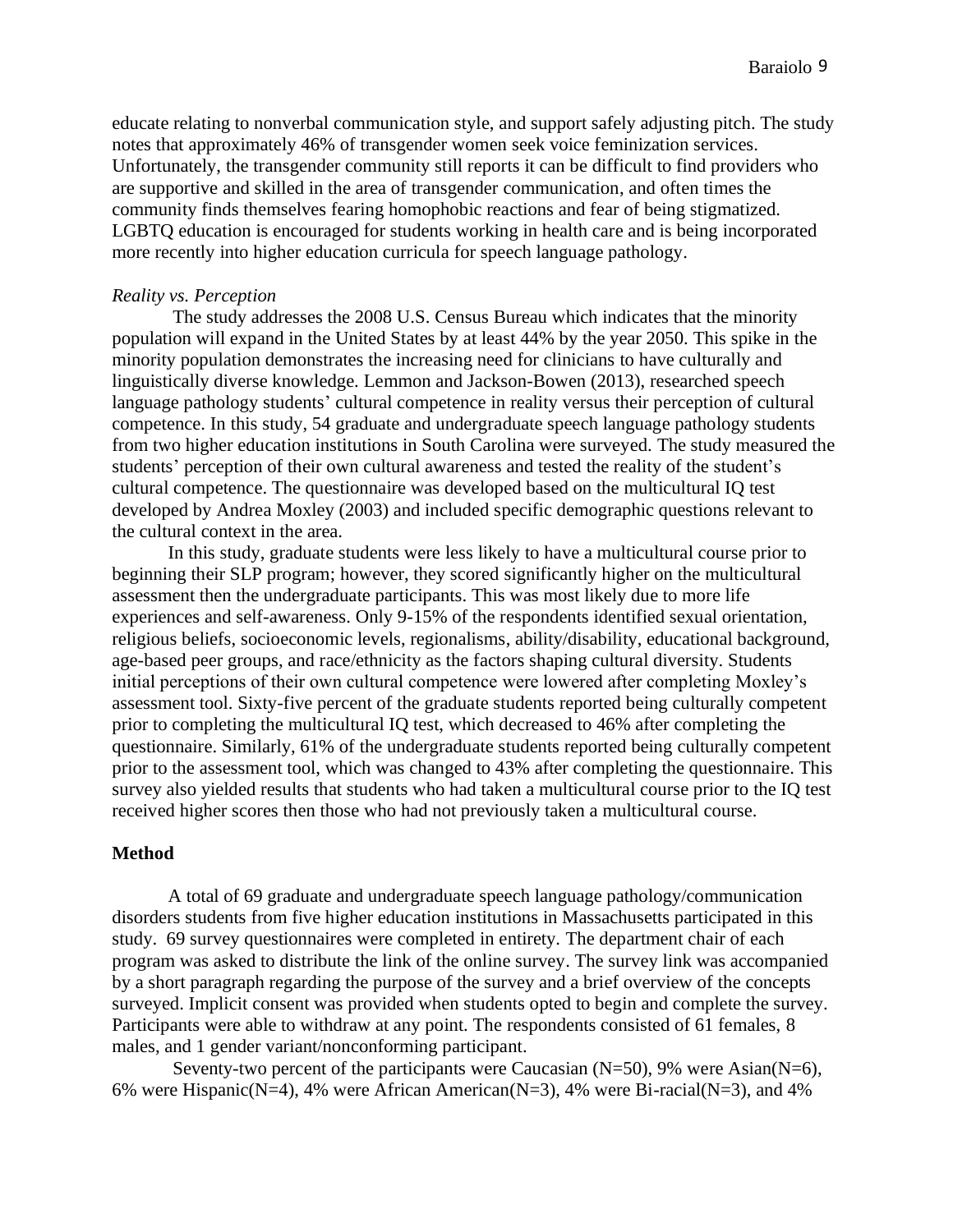educate relating to nonverbal communication style, and support safely adjusting pitch. The study notes that approximately 46% of transgender women seek voice feminization services. Unfortunately, the transgender community still reports it can be difficult to find providers who are supportive and skilled in the area of transgender communication, and often times the community finds themselves fearing homophobic reactions and fear of being stigmatized. LGBTQ education is encouraged for students working in health care and is being incorporated more recently into higher education curricula for speech language pathology.

*Reality vs. Perception*

The study addresses the 2008 U.S. Census Bureau which indicates that the minority population will expand in the United States by at least 44% by the year 2050. This spike in the minority population demonstrates the increasing need for clinicians to have culturally and linguistically diverse knowledge. Lemmon and Jackson-Bowen (2013), researched speech language pathology students' cultural competence in reality versus their perception of cultural competence. In this study, 54 graduate and undergraduate speech language pathology students from two higher education institutions in South Carolina were surveyed. The study measured the students' perception of their own cultural awareness and tested the reality of the student's cultural competence. The questionnaire was developed based on the multicultural IQ test developed by Andrea Moxley (2003) and included specific demographic questions relevant to the cultural context in the area.

In this study, graduate students were less likely to have a multicultural course prior to beginning their SLP program; however, they scored significantly higher on the multicultural assessment then the undergraduate participants. This was most likely due to more life experiences and self-awareness. Only 9-15% of the respondents identified sexual orientation, religious beliefs, socioeconomic levels, regionalisms, ability/disability, educational background, age-based peer groups, and race/ethnicity as the factors shaping cultural diversity. Students initial perceptions of their own cultural competence were lowered after completing Moxley's assessment tool. Sixty-five percent of the graduate students reported being culturally competent prior to completing the multicultural IQ test, which decreased to 46% after completing the questionnaire. Similarly, 61% of the undergraduate students reported being culturally competent prior to the assessment tool, which was changed to 43% after completing the questionnaire. This survey also yielded results that students who had taken a multicultural course prior to the IQ test received higher scores then those who had not previously taken a multicultural course.

## Method

A total of 69 graduate and undergraduate speech language pathology/communication disorders students from five higher education institutions in Massachusetts participated in this study. 69 survey questionnaires were completed in entirety. The department chair of each program was asked to distribute the link of the online survey. The survey link was accompanied by a short paragraph regarding the purpose of the survey and a brief overview of the concepts surveyed. Implicit consent was provided when students opted to begin and complete the survey. Participants were able to withdraw at any point. The respondents consisted of 61 females, 8 males, and 1 gender variant/nonconforming participant.

Seventy-two percent of the participants were Caucasian (N=50), 9% were Asian(N=6), 6% were Hispanic(N=4), 4% were African American(N=3), 4% were Bi-racial(N=3), and 4%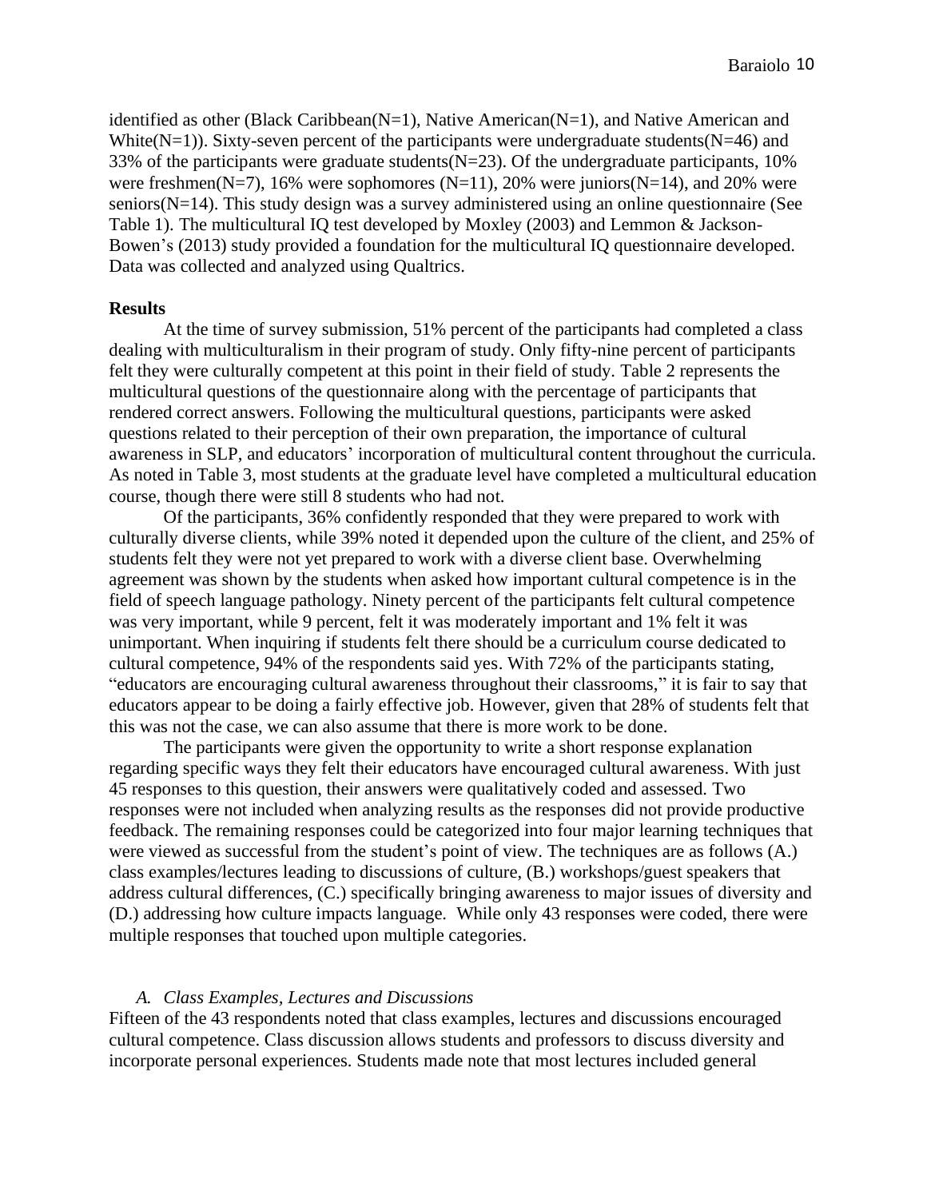identified as other (Black Caribbean(N=1), Native American(N=1), and Native American and White(N=1)). Sixty-seven percent of the participants were undergraduate students(N=46) and 33% of the participants were graduate students(N=23). Of the undergraduate participants, 10% were freshmen(N=7), 16% were sophomores (N=11), 20% were juniors(N=14), and 20% were seniors(N=14). This study design was a survey administered using an online questionnaire (See Table 1). The multicultural IQ test developed by Moxley (2003) and Lemmon & Jackson-Bowen's (2013) study provided a foundation for the multicultural IQ questionnaire developed. Data was collected and analyzed using Qualtrics.

## Results

At the time of survey submission, 51% percent of the participants had completed a class dealing with multiculturalism in their program of study. Only fifty-nine percent of participants felt they were culturally competent at this point in their field of study. Table 2 represents the multicultural questions of the questionnaire along with the percentage of participants that rendered correct answers. Following the multicultural questions, participants were asked questions related to their perception of their own preparation, the importance of cultural awareness in SLP, and educators' incorporation of multicultural content throughout the curricula. As noted in Table 3, most students at the graduate level have completed a multicultural education course, though there were still 8 students who had not.

Of the participants, 36% confidently responded that they were prepared to work with culturally diverse clients, while 39% noted it depended upon the culture of the client, and 25% of students felt they were not yet prepared to work with a diverse client base. Overwhelming agreement was shown by the students when asked how important cultural competence is in the field of speech language pathology. Ninety percent of the participants felt cultural competence was very important, while 9 percent, felt it was moderately important and 1% felt it was unimportant. When inquiring if students felt there should be a curriculum course dedicated to cultural competence, 94% of the respondents said yes. With 72% of the participants stating, "educators are encouraging cultural awareness throughout their classrooms," it is fair to say that educators appear to be doing a fairly effective job. However, given that 28% of students felt that this was not the case, we can also assume that there is more work to be done.

The participants were given the opportunity to write a short response explanation regarding specific ways they felt their educators have encouraged cultural awareness. With just 45 responses to this question, their answers were qualitatively coded and assessed. Two responses were not included when analyzing results as the responses did not provide productive feedback. The remaining responses could be categorized into four major learning techniques that were viewed as successful from the student's point of view. The techniques are as follows (A.) class examples/lectures leading to discussions of culture, (B.) workshops/guest speakers that address cultural differences, (C.) specifically bringing awareness to major issues of diversity and (D.) addressing how culture impacts language. While only 43 responses were coded, there were multiple responses that touched upon multiple categories.

### *A. Class Examples, Lectures and Discussions*

Fifteen of the 43 respondents noted that class examples, lectures and discussions encouraged cultural competence. Class discussion allows students and professors to discuss diversity and incorporate personal experiences. Students made note that most lectures included general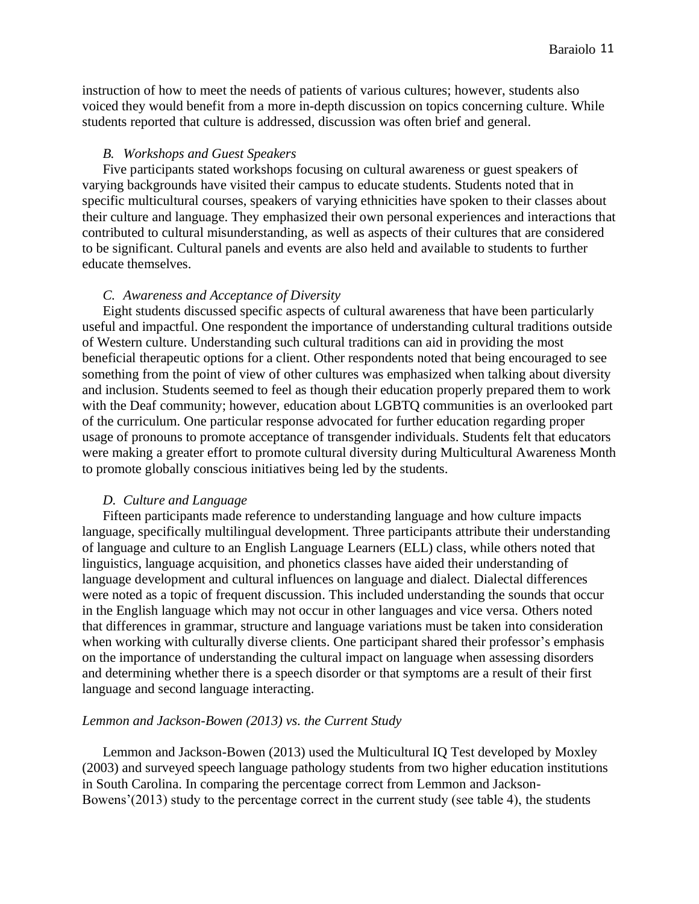instruction of how to meet the needs of patients of various cultures; however, students also voiced they would benefit from a more in-depth discussion on topics concerning culture. While students reported that culture is addressed, discussion was often brief and general.

*B. Workshops and Guest Speakers*

Five participants stated workshops focusing on cultural awareness or guest speakers of varying backgrounds have visited their campus to educate students. Students noted that in specific multicultural courses, speakers of varying ethnicities have spoken to their classes about their culture and language. They emphasized their own personal experiences and interactions that contributed to cultural misunderstanding, as well as aspects of their cultures that are considered to be significant. Cultural panels and events are also held and available to students to further educate themselves.

*C. Awareness and Acceptance of Diversity*

Eight students discussed specific aspects of cultural awareness that have been particularly useful and impactful. One respondent the importance of understanding cultural traditions outside of Western culture. Understanding such cultural traditions can aid in providing the most beneficial therapeutic options for a client. Other respondents noted that being encouraged to see something from the point of view of other cultures was emphasized when talking about diversity and inclusion. Students seemed to feel as though their education properly prepared them to work with the Deaf community; however, education about LGBTQ communities is an overlooked part of the curriculum. One particular response advocated for further education regarding proper usage of pronouns to promote acceptance of transgender individuals. Students felt that educators were making a greater effort to promote cultural diversity during Multicultural Awareness Month to promote globally conscious initiatives being led by the students.

*D. Culture and Language*

Fifteen participants made reference to understanding language and how culture impacts language, specifically multilingual development. Three participants attribute their understanding of language and culture to an English Language Learners (ELL) class, while others noted that linguistics, language acquisition, and phonetics classes have aided their understanding of language development and cultural influences on language and dialect. Dialectal differences were noted as a topic of frequent discussion. This included understanding the sounds that occur in the English language which may not occur in other languages and vice versa. Others noted that differences in grammar, structure and language variations must be taken into consideration when working with culturally diverse clients. One participant shared their professor's emphasis on the importance of understanding the cultural impact on language when assessing disorders and determining whether there is a speech disorder or that symptoms are a result of their first language and second language interacting.

*Lemmon and Jackson-Bowen (2013) vs. the Current Study*

Lemmon and Jackson-Bowen (2013) used the Multicultural IQ Test developed by Moxley (2003) and surveyed speech language pathology students from two higher education institutions in South Carolina. In comparing the percentage correct from Lemmon and Jackson-Bowens'(2013) study to the percentage correct in the current study (see table 4), the students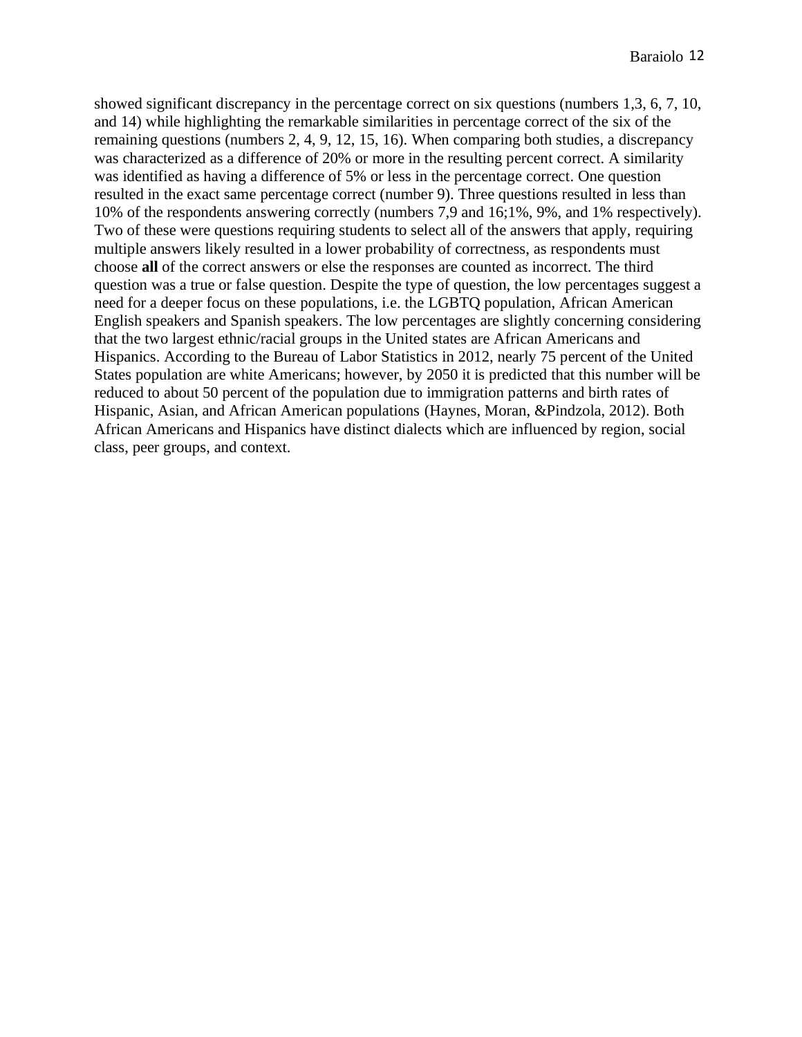showed significant discrepancy in the percentage correct on six questions (numbers 1,3, 6, 7, 10, and 14) while highlighting the remarkable similarities in percentage correct of the six of the remaining questions (numbers 2, 4, 9, 12, 15, 16). When comparing both studies, a discrepancy was characterized as a difference of 20% or more in the resulting percent correct. A similarity was identified as having a difference of 5% or less in the percentage correct. One question resulted in the exact same percentage correct (number 9). Three questions resulted in less than 10% of the respondents answering correctly (numbers 7,9 and 16;1%, 9%, and 1% respectively). Two of these were questions requiring students to select all of the answers that apply, requiring multiple answers likely resulted in a lower probability of correctness, as respondents must choose **all** of the correct answers or else the responses are counted as incorrect. The third question was a true or false question. Despite the type of question, the low percentages suggest a need for a deeper focus on these populations, i.e. the LGBTQ population, African American English speakers and Spanish speakers. The low percentages are slightly concerning considering that the two largest ethnic/racial groups in the United states are African Americans and Hispanics. According to the Bureau of Labor Statistics in 2012, nearly 75 percent of the United States population are white Americans; however, by 2050 it is predicted that this number will be reduced to about 50 percent of the population due to immigration patterns and birth rates of Hispanic, Asian, and African American populations (Haynes, Moran, &Pindzola, 2012). Both African Americans and Hispanics have distinct dialects which are influenced by region, social class, peer groups, and context.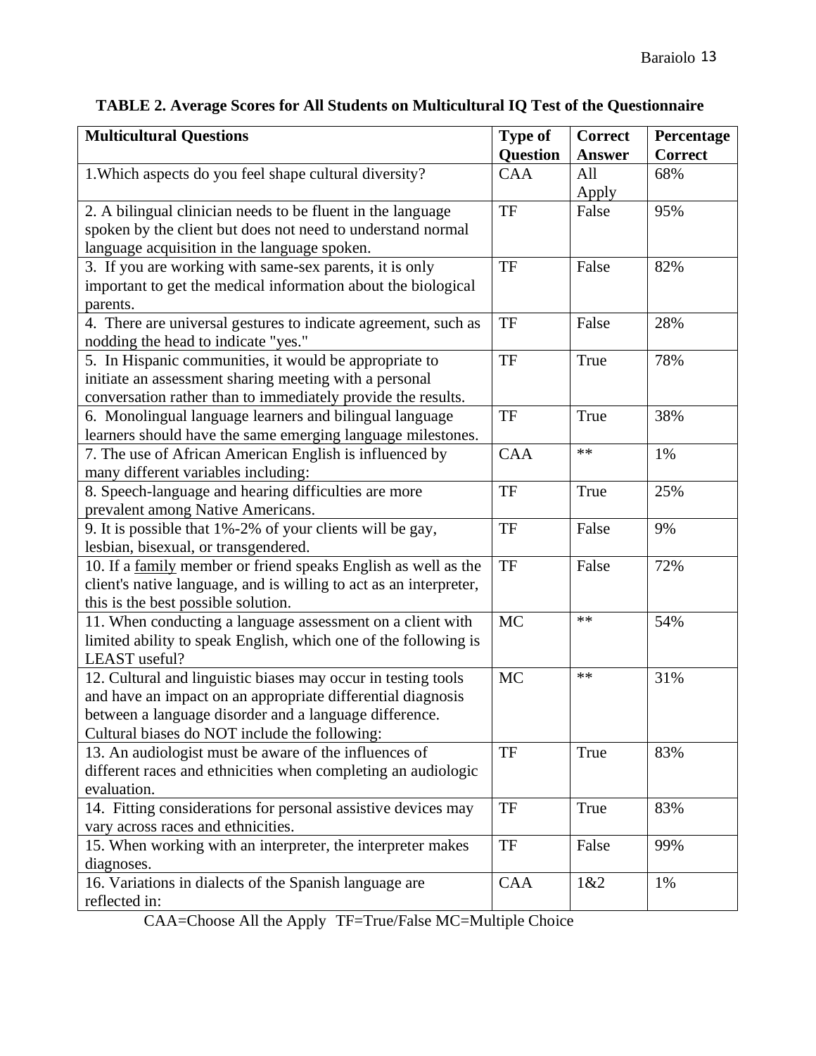**TABLE 2. Average Scores for All Students on Multicultural IQ Test of the Questionnaire**

| Multicultural Questions | Type of Question | Correct Answer | Percentage Correct |
|---|---|---|---|
| 1.Which aspects do you feel shape cultural diversity? | CAA | All Apply | 68% |
| 2. A bilingual clinician needs to be fluent in the language spoken by the client but does not need to understand normal language acquisition in the language spoken. | TF | False | 95% |
| 3. If you are working with same-sex parents, it is only important to get the medical information about the biological parents. | TF | False | 82% |
| 4. There are universal gestures to indicate agreement, such as nodding the head to indicate "yes." | TF | False | 28% |
| 5. In Hispanic communities, it would be appropriate to initiate an assessment sharing meeting with a personal conversation rather than to immediately provide the results. | TF | True | 78% |
| 6. Monolingual language learners and bilingual language learners should have the same emerging language milestones. | TF | True | 38% |
| 7. The use of African American English is influenced by many different variables including: | CAA | ** | 1% |
| 8. Speech-language and hearing difficulties are more prevalent among Native Americans. | TF | True | 25% |
| 9. It is possible that 1%-2% of your clients will be gay, lesbian, bisexual, or transgendered. | TF | False | 9% |
| 10. If a family member or friend speaks English as well as the client's native language, and is willing to act as an interpreter, this is the best possible solution. | TF | False | 72% |
| 11. When conducting a language assessment on a client with limited ability to speak English, which one of the following is LEAST useful? | MC | ** | 54% |
| 12. Cultural and linguistic biases may occur in testing tools and have an impact on an appropriate differential diagnosis between a language disorder and a language difference. Cultural biases do NOT include the following: | MC | ** | 31% |
| 13. An audiologist must be aware of the influences of different races and ethnicities when completing an audiologic evaluation. | TF | True | 83% |
| 14. Fitting considerations for personal assistive devices may vary across races and ethnicities. | TF | True | 83% |
| 15. When working with an interpreter, the interpreter makes diagnoses. | TF | False | 99% |
| 16. Variations in dialects of the Spanish language are reflected in: | CAA | 1&2 | 1% |

CAA=Choose All the Apply TF=True/False MC=Multiple Choice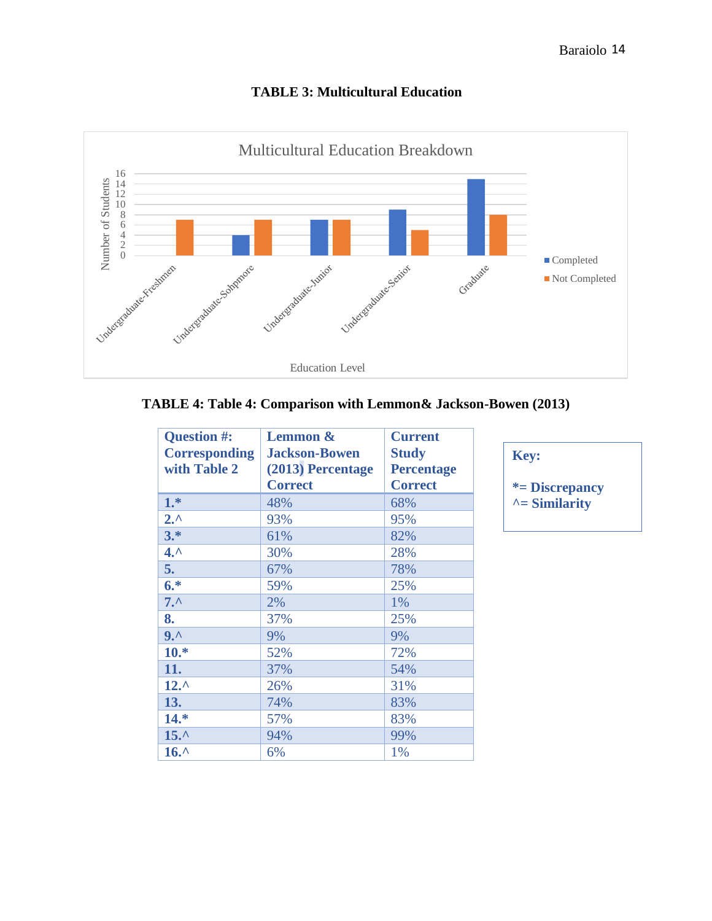**TABLE 3: Multicultural Education**

Multicultural Education Breakdown

| Education Level | Completed | Not Completed |
|---|---|---|
| Undergraduate-Freshmen | 0 | 7 |
| Undergraduate-Sohpmore | 4 | 7 |
| Undergraduate-Junior | 7 | 7 |
| Undergraduate-Senior | 9 | 5 |
| Graduate | 15 | 8 |

**TABLE 4: Table 4: Comparison with Lemmon& Jackson-Bowen (2013)**

| Question #: Corresponding with Table 2 | Lemmon & Jackson-Bowen (2013) Percentage Correct | Current Study Percentage Correct |
|---|---|---|
| 1.* | 48% | 68% |
| 2.^ | 93% | 95% |
| 3.* | 61% | 82% |
| 4.^ | 30% | 28% |
| 5. | 67% | 78% |
| 6.* | 59% | 25% |
| 7.^ | 2% | 1% |
| 8. | 37% | 25% |
| 9.^ | 9% | 9% |
| 10.* | 52% | 72% |
| 11. | 37% | 54% |
| 12.^ | 26% | 31% |
| 13. | 74% | 83% |
| 14.* | 57% | 83% |
| 15.^ | 94% | 99% |
| 16.^ | 6% | 1% |

**Key:**

***= Discrepancy**
**^= Similarity**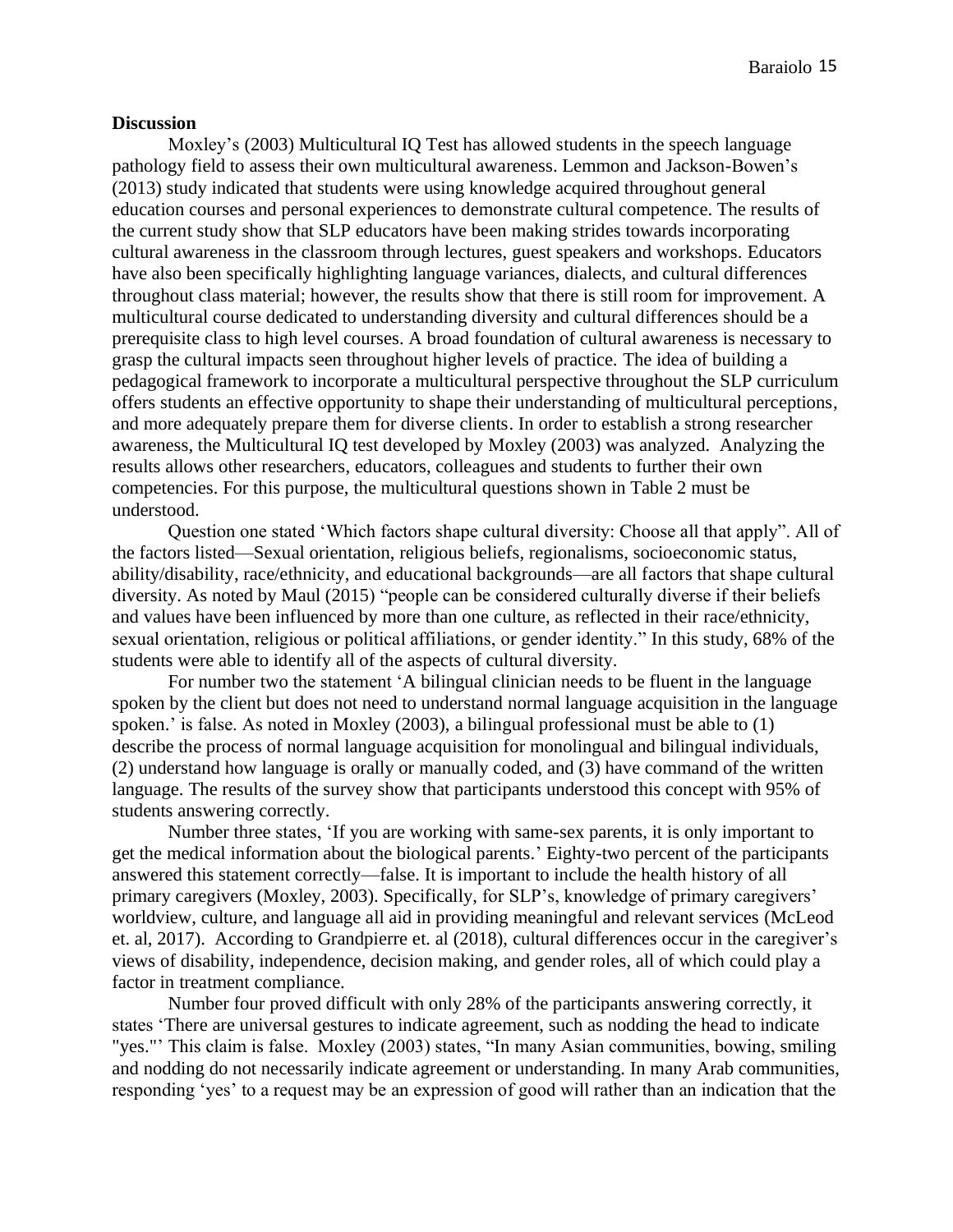**Discussion**

Moxley's (2003) Multicultural IQ Test has allowed students in the speech language pathology field to assess their own multicultural awareness. Lemmon and Jackson-Bowen's (2013) study indicated that students were using knowledge acquired throughout general education courses and personal experiences to demonstrate cultural competence. The results of the current study show that SLP educators have been making strides towards incorporating cultural awareness in the classroom through lectures, guest speakers and workshops. Educators have also been specifically highlighting language variances, dialects, and cultural differences throughout class material; however, the results show that there is still room for improvement. A multicultural course dedicated to understanding diversity and cultural differences should be a prerequisite class to high level courses. A broad foundation of cultural awareness is necessary to grasp the cultural impacts seen throughout higher levels of practice. The idea of building a pedagogical framework to incorporate a multicultural perspective throughout the SLP curriculum offers students an effective opportunity to shape their understanding of multicultural perceptions, and more adequately prepare them for diverse clients. In order to establish a strong researcher awareness, the Multicultural IQ test developed by Moxley (2003) was analyzed. Analyzing the results allows other researchers, educators, colleagues and students to further their own competencies. For this purpose, the multicultural questions shown in Table 2 must be understood.

Question one stated 'Which factors shape cultural diversity: Choose all that apply". All of the factors listed—Sexual orientation, religious beliefs, regionalisms, socioeconomic status, ability/disability, race/ethnicity, and educational backgrounds—are all factors that shape cultural diversity. As noted by Maul (2015) "people can be considered culturally diverse if their beliefs and values have been influenced by more than one culture, as reflected in their race/ethnicity, sexual orientation, religious or political affiliations, or gender identity." In this study, 68% of the students were able to identify all of the aspects of cultural diversity.

For number two the statement 'A bilingual clinician needs to be fluent in the language spoken by the client but does not need to understand normal language acquisition in the language spoken.' is false. As noted in Moxley (2003), a bilingual professional must be able to (1) describe the process of normal language acquisition for monolingual and bilingual individuals, (2) understand how language is orally or manually coded, and (3) have command of the written language. The results of the survey show that participants understood this concept with 95% of students answering correctly.

Number three states, 'If you are working with same-sex parents, it is only important to get the medical information about the biological parents.' Eighty-two percent of the participants answered this statement correctly—false. It is important to include the health history of all primary caregivers (Moxley, 2003). Specifically, for SLP's, knowledge of primary caregivers' worldview, culture, and language all aid in providing meaningful and relevant services (McLeod et. al, 2017). According to Grandpierre et. al (2018), cultural differences occur in the caregiver's views of disability, independence, decision making, and gender roles, all of which could play a factor in treatment compliance.

Number four proved difficult with only 28% of the participants answering correctly, it states 'There are universal gestures to indicate agreement, such as nodding the head to indicate "yes."' This claim is false. Moxley (2003) states, "In many Asian communities, bowing, smiling and nodding do not necessarily indicate agreement or understanding. In many Arab communities, responding 'yes' to a request may be an expression of good will rather than an indication that the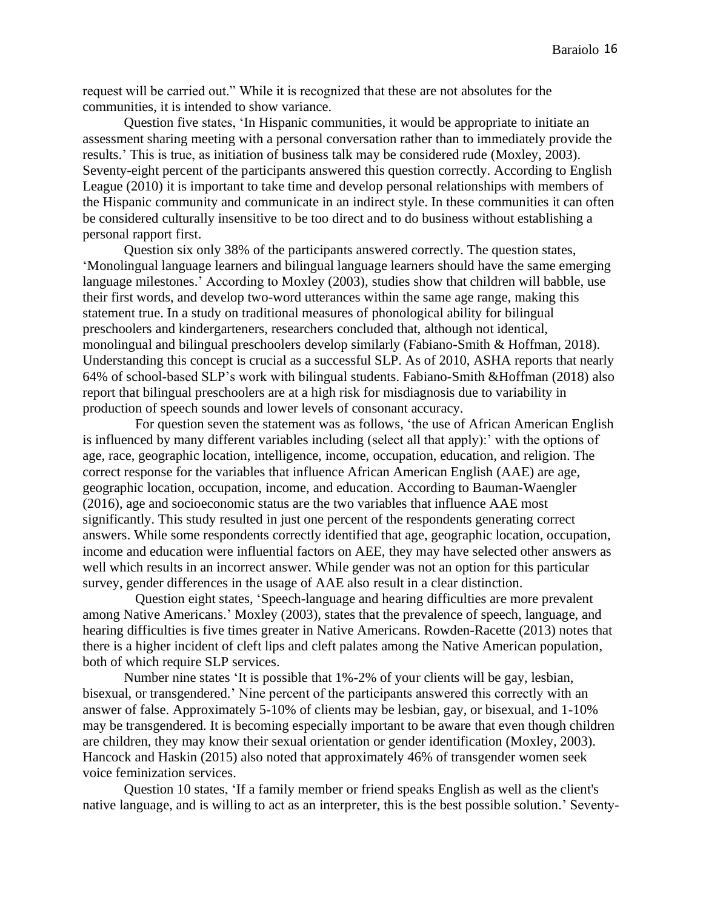request will be carried out." While it is recognized that these are not absolutes for the communities, it is intended to show variance.

Question five states, 'In Hispanic communities, it would be appropriate to initiate an assessment sharing meeting with a personal conversation rather than to immediately provide the results.' This is true, as initiation of business talk may be considered rude (Moxley, 2003). Seventy-eight percent of the participants answered this question correctly. According to English League (2010) it is important to take time and develop personal relationships with members of the Hispanic community and communicate in an indirect style. In these communities it can often be considered culturally insensitive to be too direct and to do business without establishing a personal rapport first.

Question six only 38% of the participants answered correctly. The question states, 'Monolingual language learners and bilingual language learners should have the same emerging language milestones.' According to Moxley (2003), studies show that children will babble, use their first words, and develop two-word utterances within the same age range, making this statement true. In a study on traditional measures of phonological ability for bilingual preschoolers and kindergarteners, researchers concluded that, although not identical, monolingual and bilingual preschoolers develop similarly (Fabiano-Smith & Hoffman, 2018). Understanding this concept is crucial as a successful SLP. As of 2010, ASHA reports that nearly 64% of school-based SLP's work with bilingual students. Fabiano-Smith &Hoffman (2018) also report that bilingual preschoolers are at a high risk for misdiagnosis due to variability in production of speech sounds and lower levels of consonant accuracy.

For question seven the statement was as follows, 'the use of African American English is influenced by many different variables including (select all that apply):' with the options of age, race, geographic location, intelligence, income, occupation, education, and religion. The correct response for the variables that influence African American English (AAE) are age, geographic location, occupation, income, and education. According to Bauman-Waengler (2016), age and socioeconomic status are the two variables that influence AAE most significantly. This study resulted in just one percent of the respondents generating correct answers. While some respondents correctly identified that age, geographic location, occupation, income and education were influential factors on AEE, they may have selected other answers as well which results in an incorrect answer. While gender was not an option for this particular survey, gender differences in the usage of AAE also result in a clear distinction.

Question eight states, 'Speech-language and hearing difficulties are more prevalent among Native Americans.' Moxley (2003), states that the prevalence of speech, language, and hearing difficulties is five times greater in Native Americans. Rowden-Racette (2013) notes that there is a higher incident of cleft lips and cleft palates among the Native American population, both of which require SLP services.

Number nine states 'It is possible that 1%-2% of your clients will be gay, lesbian, bisexual, or transgendered.' Nine percent of the participants answered this correctly with an answer of false. Approximately 5-10% of clients may be lesbian, gay, or bisexual, and 1-10% may be transgendered. It is becoming especially important to be aware that even though children are children, they may know their sexual orientation or gender identification (Moxley, 2003). Hancock and Haskin (2015) also noted that approximately 46% of transgender women seek voice feminization services.

Question 10 states, 'If a family member or friend speaks English as well as the client's native language, and is willing to act as an interpreter, this is the best possible solution.' Seventy-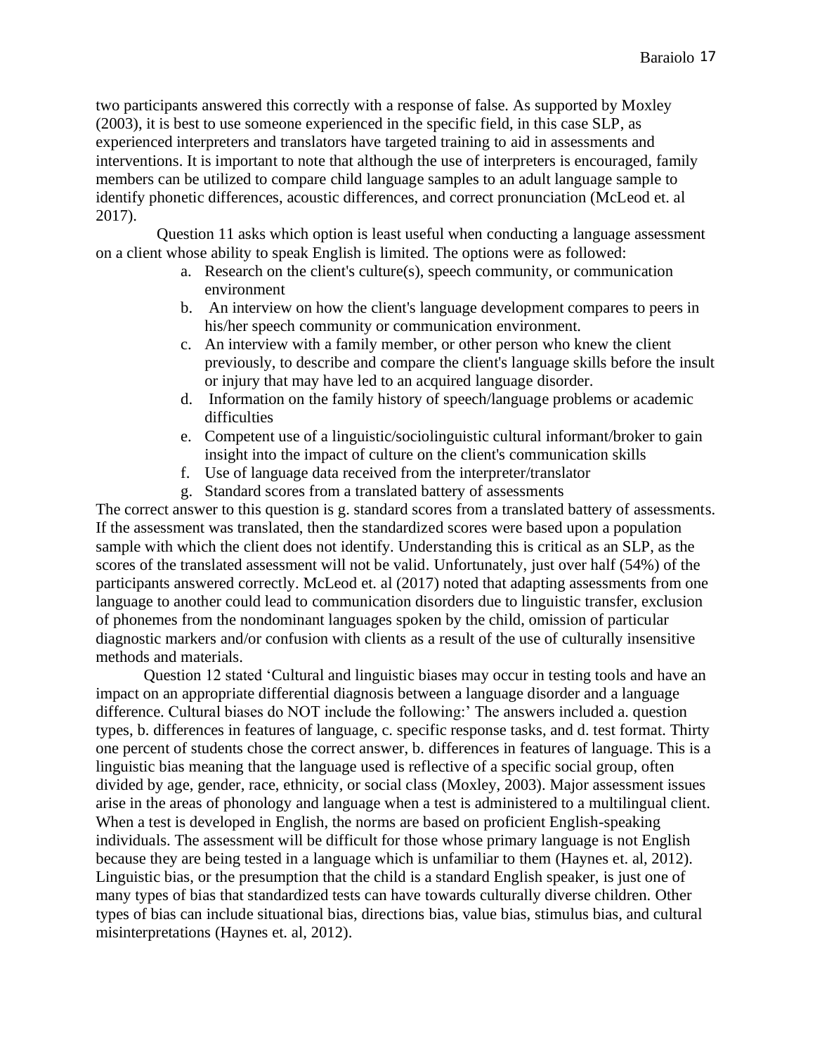two participants answered this correctly with a response of false. As supported by Moxley (2003), it is best to use someone experienced in the specific field, in this case SLP, as experienced interpreters and translators have targeted training to aid in assessments and interventions. It is important to note that although the use of interpreters is encouraged, family members can be utilized to compare child language samples to an adult language sample to identify phonetic differences, acoustic differences, and correct pronunciation (McLeod et. al 2017).

Question 11 asks which option is least useful when conducting a language assessment on a client whose ability to speak English is limited. The options were as followed:

a. Research on the client's culture(s), speech community, or communication environment
b. An interview on how the client's language development compares to peers in his/her speech community or communication environment.
c. An interview with a family member, or other person who knew the client previously, to describe and compare the client's language skills before the insult or injury that may have led to an acquired language disorder.
d. Information on the family history of speech/language problems or academic difficulties
e. Competent use of a linguistic/sociolinguistic cultural informant/broker to gain insight into the impact of culture on the client's communication skills
f. Use of language data received from the interpreter/translator
g. Standard scores from a translated battery of assessments

The correct answer to this question is g. standard scores from a translated battery of assessments. If the assessment was translated, then the standardized scores were based upon a population sample with which the client does not identify. Understanding this is critical as an SLP, as the scores of the translated assessment will not be valid. Unfortunately, just over half (54%) of the participants answered correctly. McLeod et. al (2017) noted that adapting assessments from one language to another could lead to communication disorders due to linguistic transfer, exclusion of phonemes from the nondominant languages spoken by the child, omission of particular diagnostic markers and/or confusion with clients as a result of the use of culturally insensitive methods and materials.

Question 12 stated 'Cultural and linguistic biases may occur in testing tools and have an impact on an appropriate differential diagnosis between a language disorder and a language difference. Cultural biases do NOT include the following:' The answers included a. question types, b. differences in features of language, c. specific response tasks, and d. test format. Thirty one percent of students chose the correct answer, b. differences in features of language. This is a linguistic bias meaning that the language used is reflective of a specific social group, often divided by age, gender, race, ethnicity, or social class (Moxley, 2003). Major assessment issues arise in the areas of phonology and language when a test is administered to a multilingual client. When a test is developed in English, the norms are based on proficient English-speaking individuals. The assessment will be difficult for those whose primary language is not English because they are being tested in a language which is unfamiliar to them (Haynes et. al, 2012). Linguistic bias, or the presumption that the child is a standard English speaker, is just one of many types of bias that standardized tests can have towards culturally diverse children. Other types of bias can include situational bias, directions bias, value bias, stimulus bias, and cultural misinterpretations (Haynes et. al, 2012).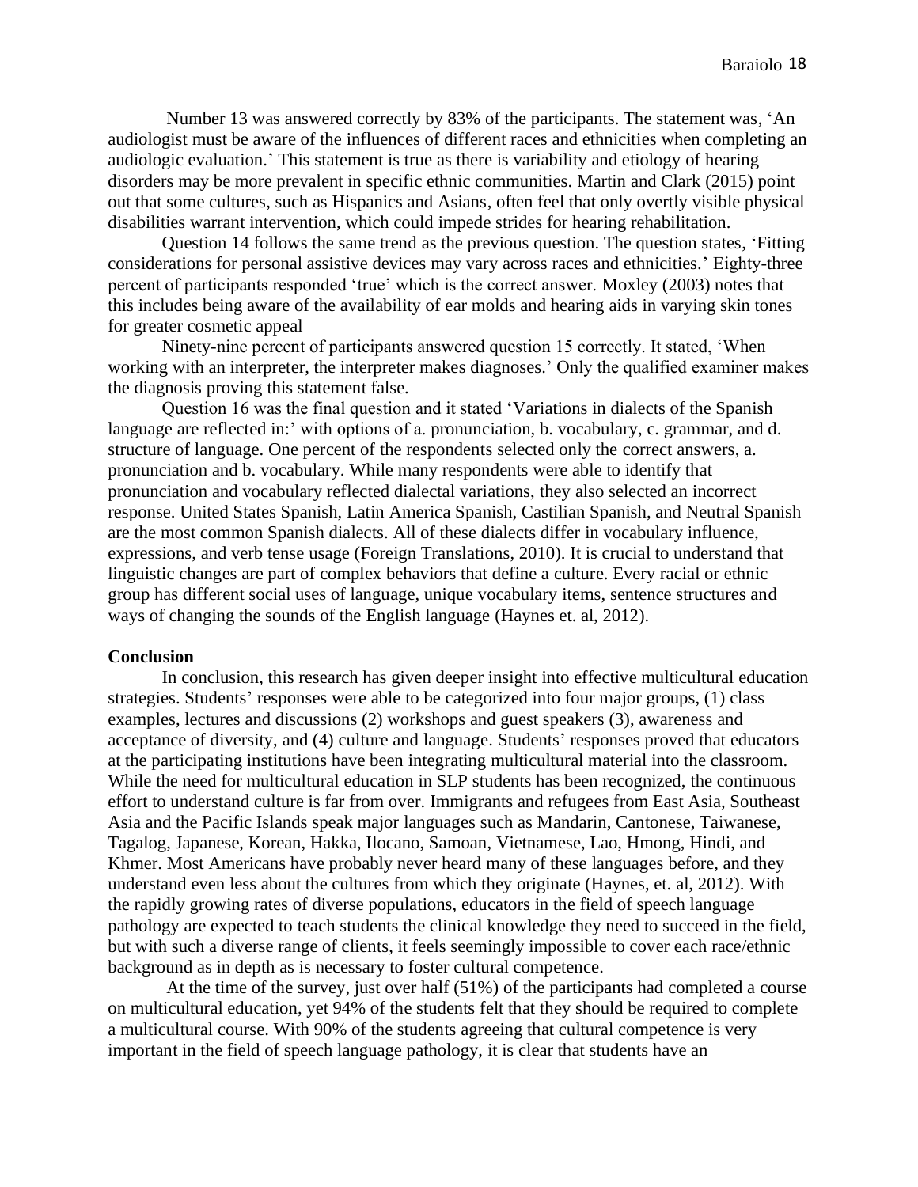Number 13 was answered correctly by 83% of the participants. The statement was, 'An audiologist must be aware of the influences of different races and ethnicities when completing an audiologic evaluation.' This statement is true as there is variability and etiology of hearing disorders may be more prevalent in specific ethnic communities. Martin and Clark (2015) point out that some cultures, such as Hispanics and Asians, often feel that only overtly visible physical disabilities warrant intervention, which could impede strides for hearing rehabilitation.

Question 14 follows the same trend as the previous question. The question states, 'Fitting considerations for personal assistive devices may vary across races and ethnicities.' Eighty-three percent of participants responded 'true' which is the correct answer. Moxley (2003) notes that this includes being aware of the availability of ear molds and hearing aids in varying skin tones for greater cosmetic appeal

Ninety-nine percent of participants answered question 15 correctly. It stated, 'When working with an interpreter, the interpreter makes diagnoses.' Only the qualified examiner makes the diagnosis proving this statement false.

Question 16 was the final question and it stated 'Variations in dialects of the Spanish language are reflected in:' with options of a. pronunciation, b. vocabulary, c. grammar, and d. structure of language. One percent of the respondents selected only the correct answers, a. pronunciation and b. vocabulary. While many respondents were able to identify that pronunciation and vocabulary reflected dialectal variations, they also selected an incorrect response. United States Spanish, Latin America Spanish, Castilian Spanish, and Neutral Spanish are the most common Spanish dialects. All of these dialects differ in vocabulary influence, expressions, and verb tense usage (Foreign Translations, 2010). It is crucial to understand that linguistic changes are part of complex behaviors that define a culture. Every racial or ethnic group has different social uses of language, unique vocabulary items, sentence structures and ways of changing the sounds of the English language (Haynes et. al, 2012).

**Conclusion**

In conclusion, this research has given deeper insight into effective multicultural education strategies. Students' responses were able to be categorized into four major groups, (1) class examples, lectures and discussions (2) workshops and guest speakers (3), awareness and acceptance of diversity, and (4) culture and language. Students' responses proved that educators at the participating institutions have been integrating multicultural material into the classroom. While the need for multicultural education in SLP students has been recognized, the continuous effort to understand culture is far from over. Immigrants and refugees from East Asia, Southeast Asia and the Pacific Islands speak major languages such as Mandarin, Cantonese, Taiwanese, Tagalog, Japanese, Korean, Hakka, Ilocano, Samoan, Vietnamese, Lao, Hmong, Hindi, and Khmer. Most Americans have probably never heard many of these languages before, and they understand even less about the cultures from which they originate (Haynes, et. al, 2012). With the rapidly growing rates of diverse populations, educators in the field of speech language pathology are expected to teach students the clinical knowledge they need to succeed in the field, but with such a diverse range of clients, it feels seemingly impossible to cover each race/ethnic background as in depth as is necessary to foster cultural competence.

At the time of the survey, just over half (51%) of the participants had completed a course on multicultural education, yet 94% of the students felt that they should be required to complete a multicultural course. With 90% of the students agreeing that cultural competence is very important in the field of speech language pathology, it is clear that students have an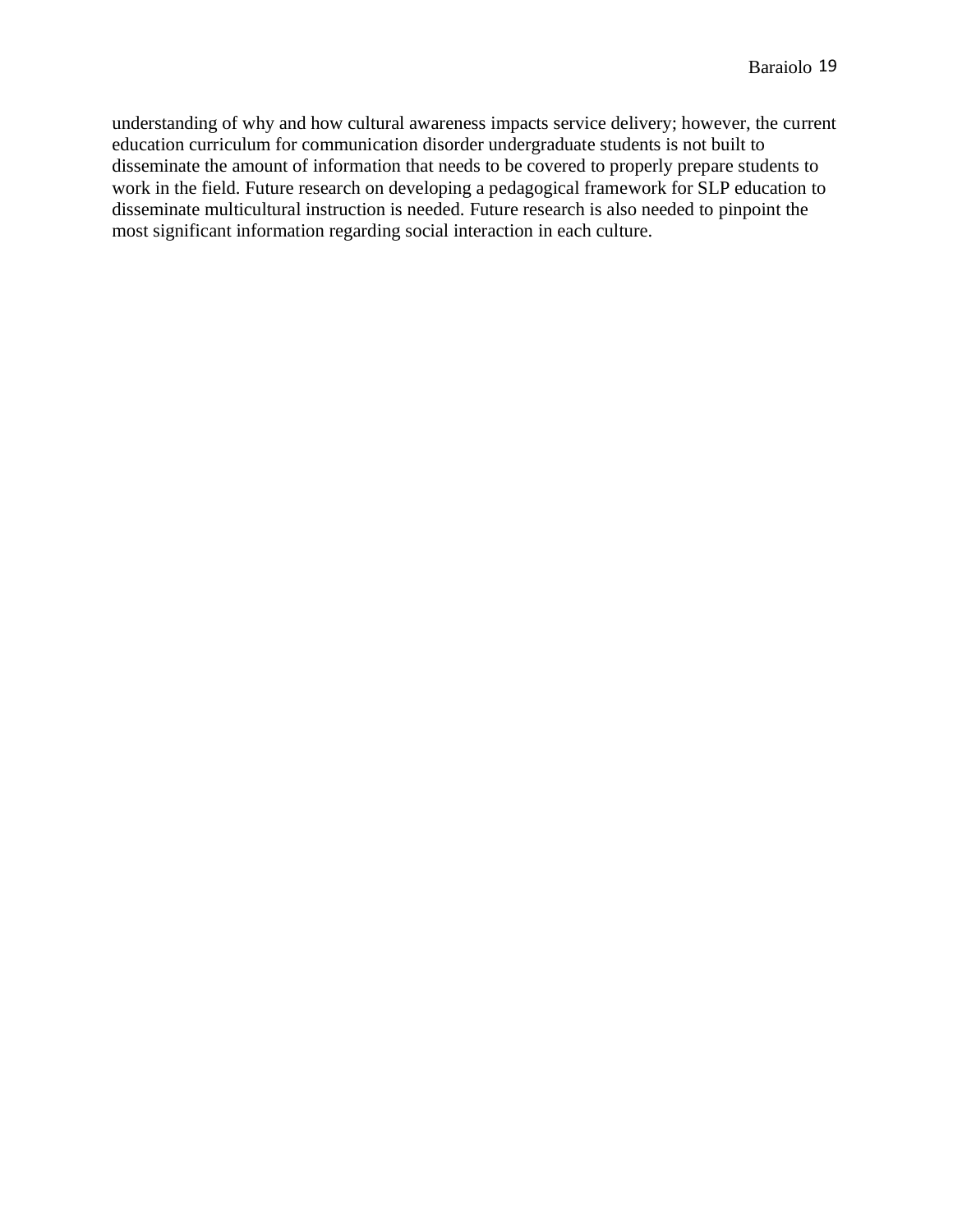understanding of why and how cultural awareness impacts service delivery; however, the current education curriculum for communication disorder undergraduate students is not built to disseminate the amount of information that needs to be covered to properly prepare students to work in the field. Future research on developing a pedagogical framework for SLP education to disseminate multicultural instruction is needed. Future research is also needed to pinpoint the most significant information regarding social interaction in each culture.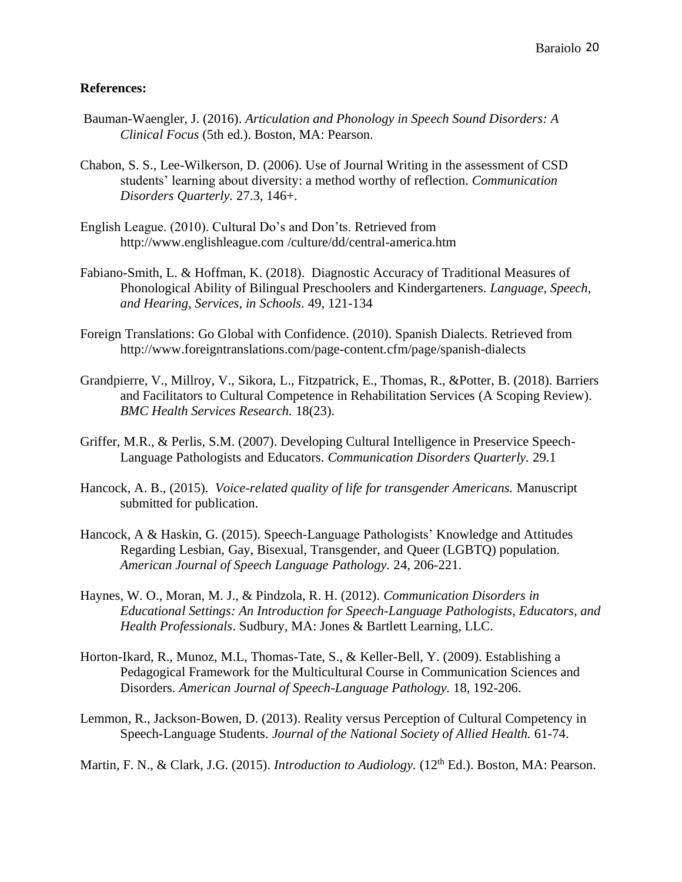**References:**

Bauman-Waengler, J. (2016). *Articulation and Phonology in Speech Sound Disorders: A Clinical Focus* (5th ed.). Boston, MA: Pearson.

Chabon, S. S., Lee-Wilkerson, D. (2006). Use of Journal Writing in the assessment of CSD students' learning about diversity: a method worthy of reflection. *Communication Disorders Quarterly.* 27.3, 146+.

English League. (2010). Cultural Do's and Don'ts. Retrieved from http://www.englishleague.com /culture/dd/central-america.htm

Fabiano-Smith, L. & Hoffman, K. (2018). Diagnostic Accuracy of Traditional Measures of Phonological Ability of Bilingual Preschoolers and Kindergarteners. *Language, Speech, and Hearing, Services, in Schools.* 49, 121-134

Foreign Translations: Go Global with Confidence. (2010). Spanish Dialects. Retrieved from http://www.foreigntranslations.com/page-content.cfm/page/spanish-dialects

Grandpierre, V., Millroy, V., Sikora, L., Fitzpatrick, E., Thomas, R., &Potter, B. (2018). Barriers and Facilitators to Cultural Competence in Rehabilitation Services (A Scoping Review). *BMC Health Services Research.* 18(23).

Griffer, M.R., & Perlis, S.M. (2007). Developing Cultural Intelligence in Preservice Speech-Language Pathologists and Educators. *Communication Disorders Quarterly.* 29.1

Hancock, A. B., (2015). *Voice-related quality of life for transgender Americans.* Manuscript submitted for publication.

Hancock, A & Haskin, G. (2015). Speech-Language Pathologists' Knowledge and Attitudes Regarding Lesbian, Gay, Bisexual, Transgender, and Queer (LGBTQ) population. *American Journal of Speech Language Pathology.* 24, 206-221.

Haynes, W. O., Moran, M. J., & Pindzola, R. H. (2012). *Communication Disorders in Educational Settings: An Introduction for Speech-Language Pathologists, Educators, and Health Professionals*. Sudbury, MA: Jones & Bartlett Learning, LLC.

Horton-Ikard, R., Munoz, M.L, Thomas-Tate, S., & Keller-Bell, Y. (2009). Establishing a Pedagogical Framework for the Multicultural Course in Communication Sciences and Disorders. *American Journal of Speech-Language Pathology.* 18, 192-206.

Lemmon, R., Jackson-Bowen, D. (2013). Reality versus Perception of Cultural Competency in Speech-Language Students. *Journal of the National Society of Allied Health.* 61-74.

Martin, F. N., & Clark, J.G. (2015). *Introduction to Audiology.* (12th Ed.). Boston, MA: Pearson.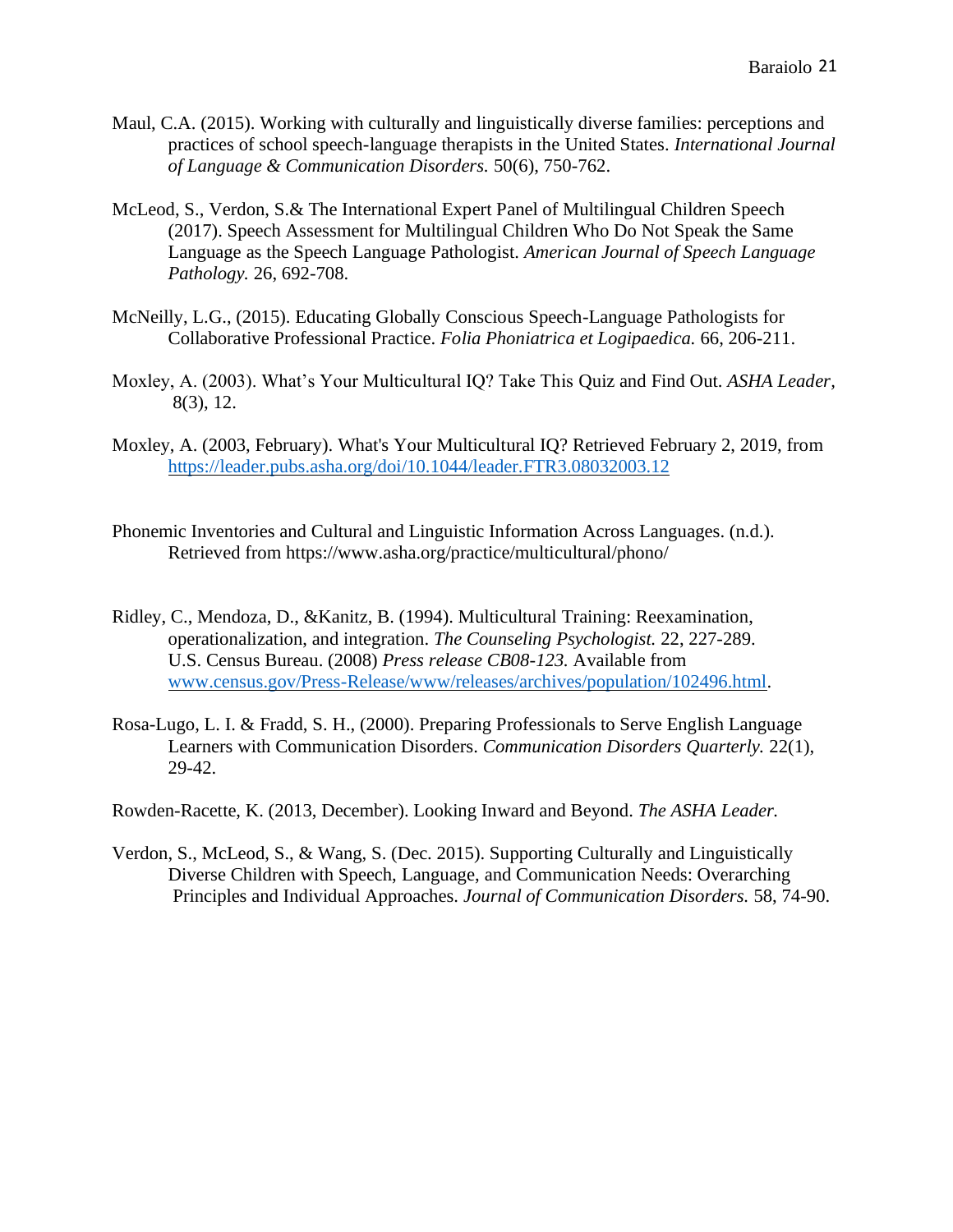Maul, C.A. (2015). Working with culturally and linguistically diverse families: perceptions and practices of school speech-language therapists in the United States. *International Journal of Language & Communication Disorders.* 50(6), 750-762.

McLeod, S., Verdon, S.& The International Expert Panel of Multilingual Children Speech (2017). Speech Assessment for Multilingual Children Who Do Not Speak the Same Language as the Speech Language Pathologist. *American Journal of Speech Language Pathology.* 26, 692-708.

McNeilly, L.G., (2015). Educating Globally Conscious Speech-Language Pathologists for Collaborative Professional Practice. *Folia Phoniatrica et Logipaedica.* 66, 206-211.

Moxley, A. (2003). What's Your Multicultural IQ? Take This Quiz and Find Out. *ASHA Leader,* 8(3), 12.

Moxley, A. (2003, February). What's Your Multicultural IQ? Retrieved February 2, 2019, from https://leader.pubs.asha.org/doi/10.1044/leader.FTR3.08032003.12

Phonemic Inventories and Cultural and Linguistic Information Across Languages. (n.d.). Retrieved from https://www.asha.org/practice/multicultural/phono/

Ridley, C., Mendoza, D., &Kanitz, B. (1994). Multicultural Training: Reexamination, operationalization, and integration. *The Counseling Psychologist.* 22, 227-289. U.S. Census Bureau. (2008) *Press release CB08-123.* Available from www.census.gov/Press-Release/www/releases/archives/population/102496.html.

Rosa-Lugo, L. I. & Fradd, S. H., (2000). Preparing Professionals to Serve English Language Learners with Communication Disorders. *Communication Disorders Quarterly.* 22(1), 29-42.

Rowden-Racette, K. (2013, December). Looking Inward and Beyond. *The ASHA Leader.*

Verdon, S., McLeod, S., & Wang, S. (Dec. 2015). Supporting Culturally and Linguistically Diverse Children with Speech, Language, and Communication Needs: Overarching Principles and Individual Approaches. *Journal of Communication Disorders.* 58, 74-90.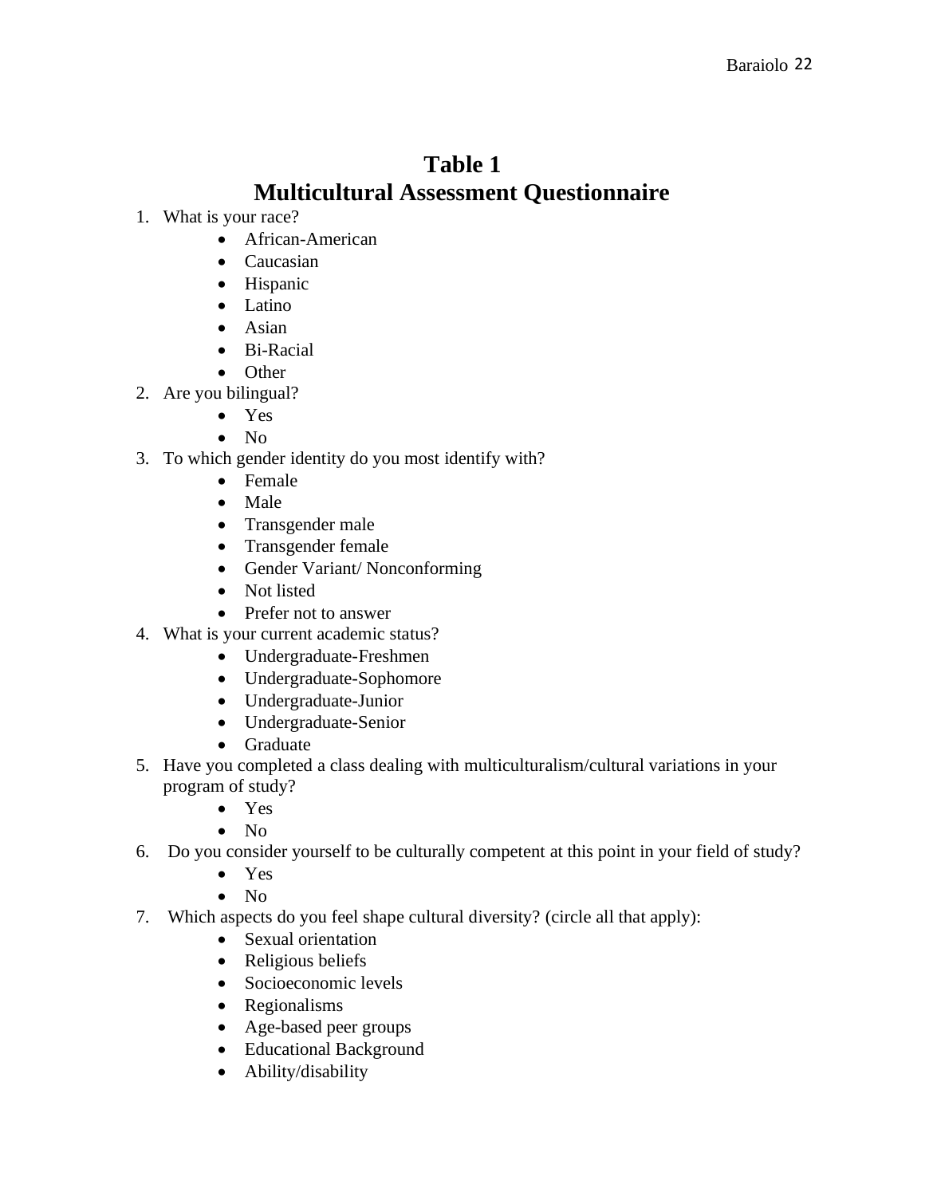# Table 1
# Multicultural Assessment Questionnaire

1. What is your race?
    - African-American
    - Caucasian
    - Hispanic
    - Latino
    - Asian
    - Bi-Racial
    - Other
2. Are you bilingual?
    - Yes
    - No
3. To which gender identity do you most identify with?
    - Female
    - Male
    - Transgender male
    - Transgender female
    - Gender Variant/ Nonconforming
    - Not listed
    - Prefer not to answer
4. What is your current academic status?
    - Undergraduate-Freshmen
    - Undergraduate-Sophomore
    - Undergraduate-Junior
    - Undergraduate-Senior
    - Graduate
5. Have you completed a class dealing with multiculturalism/cultural variations in your program of study?
    - Yes
    - No
6. Do you consider yourself to be culturally competent at this point in your field of study?
    - Yes
    - No
7. Which aspects do you feel shape cultural diversity? (circle all that apply):
    - Sexual orientation
    - Religious beliefs
    - Socioeconomic levels
    - Regionalisms
    - Age-based peer groups
    - Educational Background
    - Ability/disability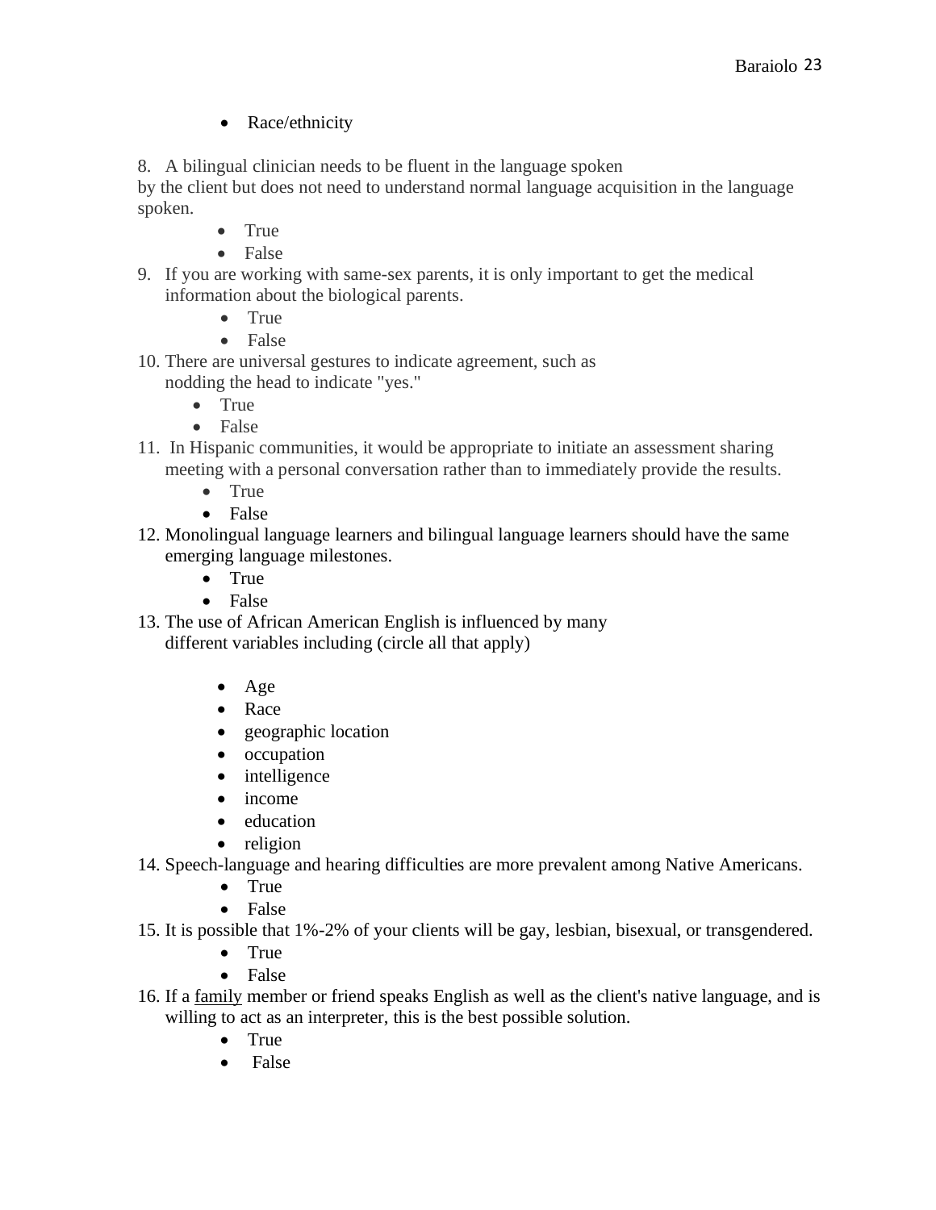- Race/ethnicity

8. A bilingual clinician needs to be fluent in the language spoken by the client but does not need to understand normal language acquisition in the language spoken.
    - True
    - False
9. If you are working with same-sex parents, it is only important to get the medical information about the biological parents.
    - True
    - False
10. There are universal gestures to indicate agreement, such as nodding the head to indicate "yes."
    - True
    - False
11. In Hispanic communities, it would be appropriate to initiate an assessment sharing meeting with a personal conversation rather than to immediately provide the results.
    - True
    - False
12. Monolingual language learners and bilingual language learners should have the same emerging language milestones.
    - True
    - False
13. The use of African American English is influenced by many different variables including (circle all that apply)
    - Age
    - Race
    - geographic location
    - occupation
    - intelligence
    - income
    - education
    - religion
14. Speech-language and hearing difficulties are more prevalent among Native Americans.
    - True
    - False
15. It is possible that 1%-2% of your clients will be gay, lesbian, bisexual, or transgendered.
    - True
    - False
16. If a family member or friend speaks English as well as the client's native language, and is willing to act as an interpreter, this is the best possible solution.
    - True
    - False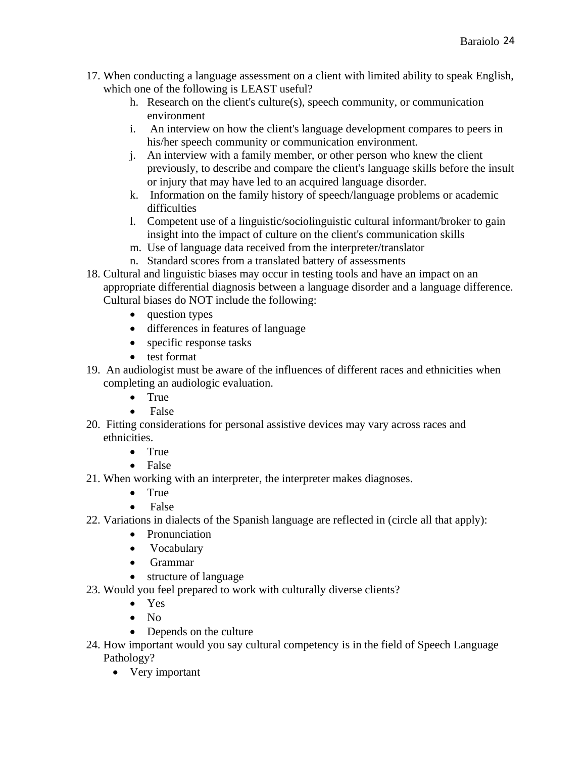17. When conducting a language assessment on a client with limited ability to speak English, which one of the following is LEAST useful?
    h. Research on the client's culture(s), speech community, or communication environment
    i. An interview on how the client's language development compares to peers in his/her speech community or communication environment.
    j. An interview with a family member, or other person who knew the client previously, to describe and compare the client's language skills before the insult or injury that may have led to an acquired language disorder.
    k. Information on the family history of speech/language problems or academic difficulties
    l. Competent use of a linguistic/sociolinguistic cultural informant/broker to gain insight into the impact of culture on the client's communication skills
    m. Use of language data received from the interpreter/translator
    n. Standard scores from a translated battery of assessments
18. Cultural and linguistic biases may occur in testing tools and have an impact on an appropriate differential diagnosis between a language disorder and a language difference. Cultural biases do NOT include the following:
    - question types
    - differences in features of language
    - specific response tasks
    - test format
19. An audiologist must be aware of the influences of different races and ethnicities when completing an audiologic evaluation.
    - True
    - False
20. Fitting considerations for personal assistive devices may vary across races and ethnicities.
    - True
    - False
21. When working with an interpreter, the interpreter makes diagnoses.
    - True
    - False
22. Variations in dialects of the Spanish language are reflected in (circle all that apply):
    - Pronunciation
    - Vocabulary
    - Grammar
    - structure of language
23. Would you feel prepared to work with culturally diverse clients?
    - Yes
    - No
    - Depends on the culture
24. How important would you say cultural competency is in the field of Speech Language Pathology?
    - Very important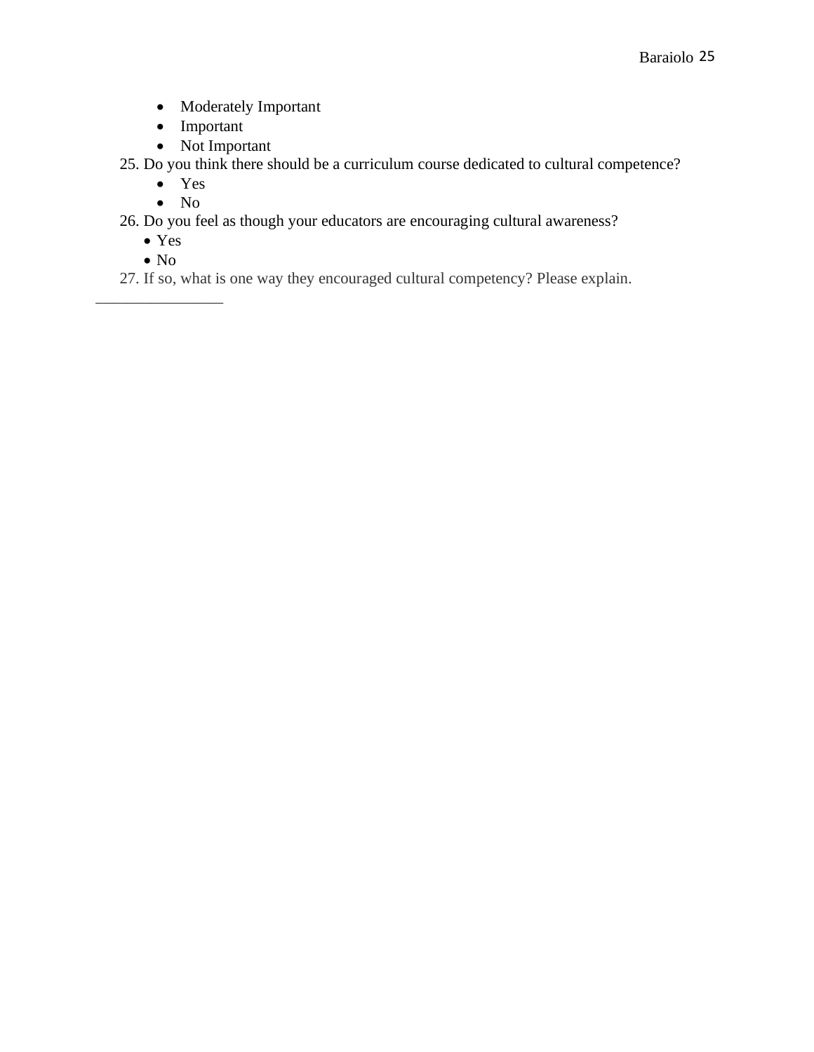- Moderately Important
- Important
- Not Important

25. Do you think there should be a curriculum course dedicated to cultural competence?
    - Yes
    - No
26. Do you feel as though your educators are encouraging cultural awareness?
    - Yes
    - No
27. If so, what is one way they encouraged cultural competency? Please explain.

________________